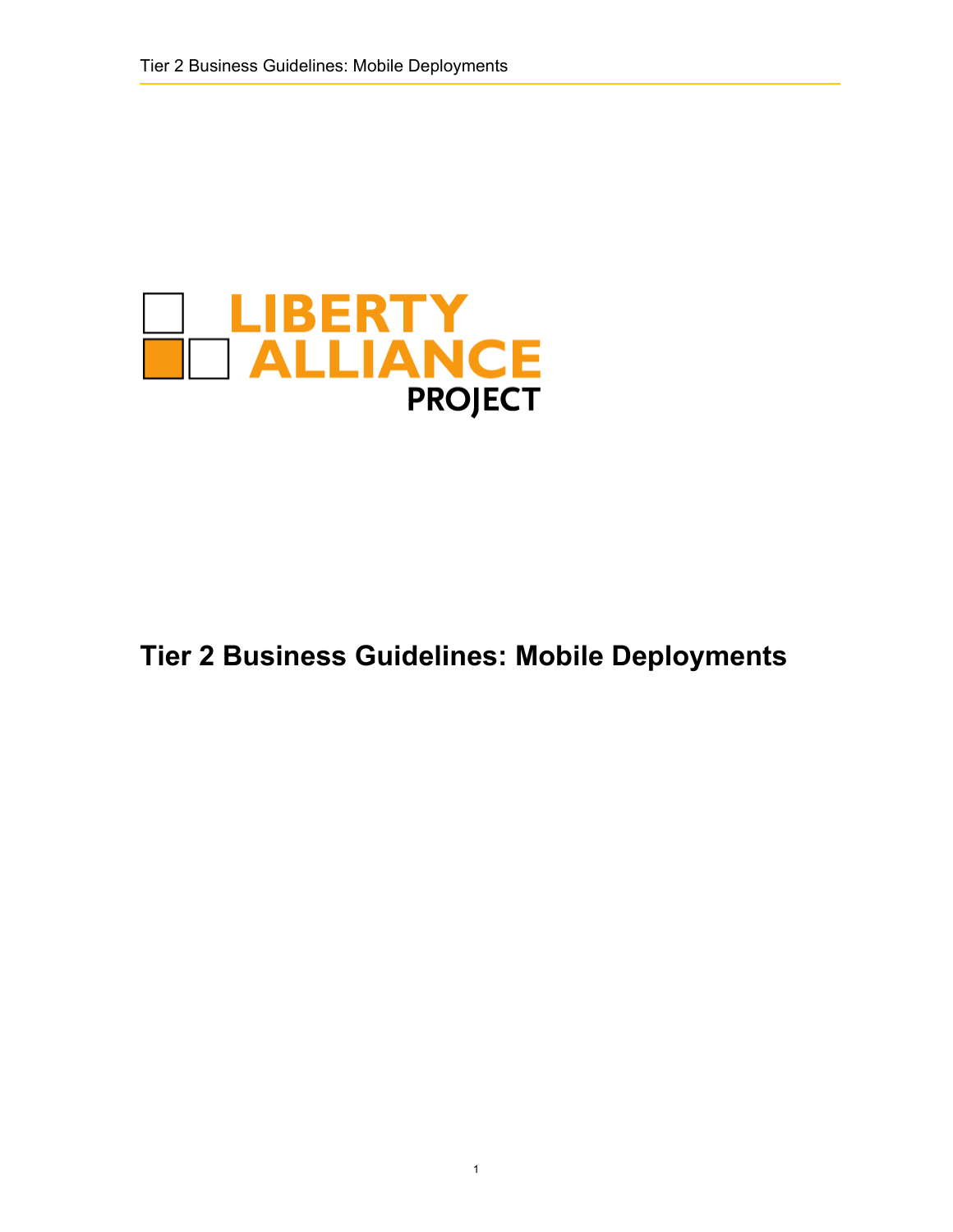LIBERTY ALLIANCE PROJECT

# Tier 2 Business Guidelines: Mobile Deployments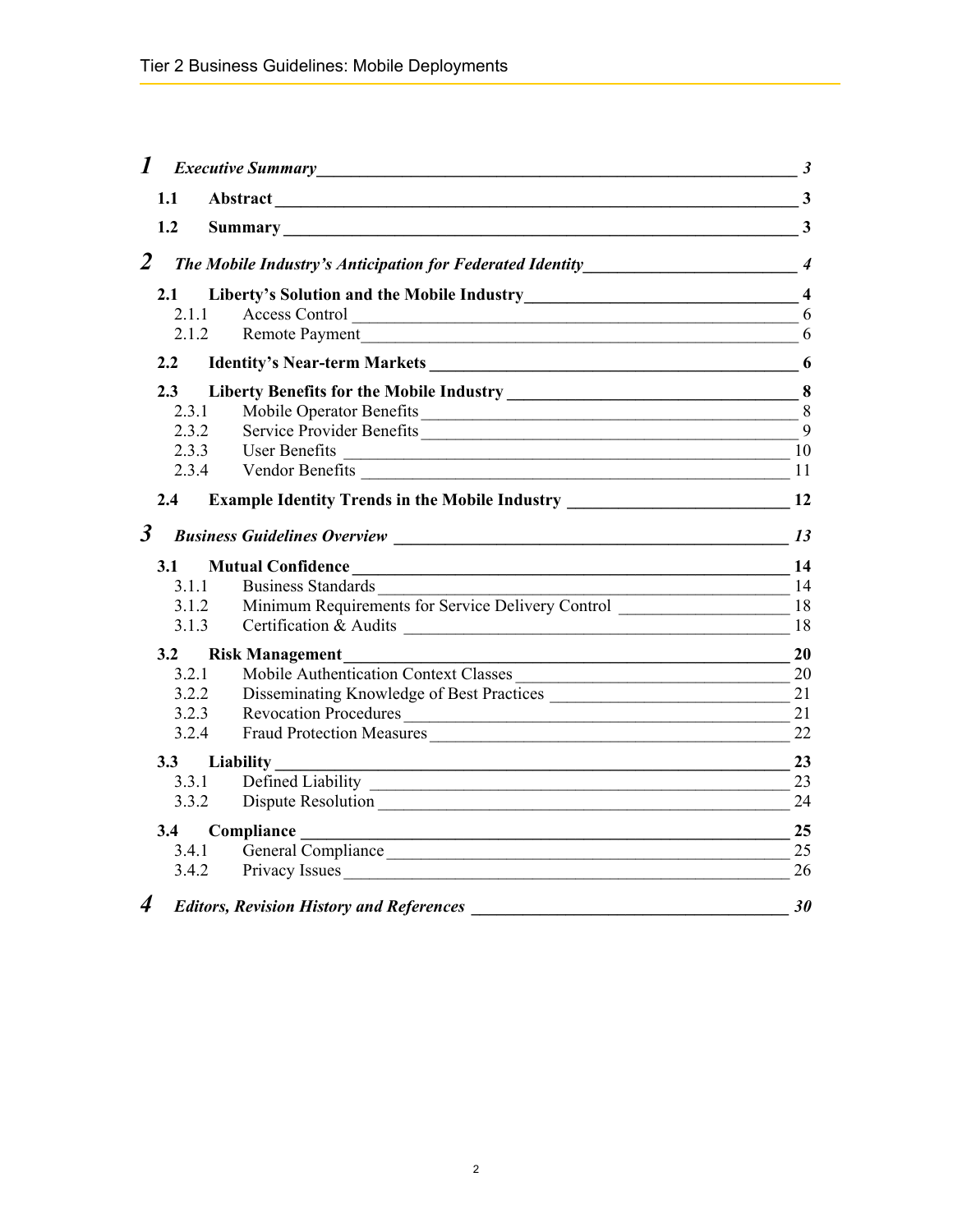**1 *Executive Summary* — *3***

- **1.1 Abstract — 3**
- **1.2 Summary — 3**

**2 *The Mobile Industry's Anticipation for Federated Identity* — *4***

- **2.1 Liberty's Solution and the Mobile Industry — 4**
  - 2.1.1 Access Control — 6
  - 2.1.2 Remote Payment — 6
- **2.2 Identity's Near-term Markets — 6**
- **2.3 Liberty Benefits for the Mobile Industry — 8**
  - 2.3.1 Mobile Operator Benefits — 8
  - 2.3.2 Service Provider Benefits — 9
  - 2.3.3 User Benefits — 10
  - 2.3.4 Vendor Benefits — 11
- **2.4 Example Identity Trends in the Mobile Industry — 12**

**3 *Business Guidelines Overview* — *13***

- **3.1 Mutual Confidence — 14**
  - 3.1.1 Business Standards — 14
  - 3.1.2 Minimum Requirements for Service Delivery Control — 18
  - 3.1.3 Certification & Audits — 18
- **3.2 Risk Management — 20**
  - 3.2.1 Mobile Authentication Context Classes — 20
  - 3.2.2 Disseminating Knowledge of Best Practices — 21
  - 3.2.3 Revocation Procedures — 21
  - 3.2.4 Fraud Protection Measures — 22
- **3.3 Liability — 23**
  - 3.3.1 Defined Liability — 23
  - 3.3.2 Dispute Resolution — 24
- **3.4 Compliance — 25**
  - 3.4.1 General Compliance — 25
  - 3.4.2 Privacy Issues — 26

**4 *Editors, Revision History and References* — *30***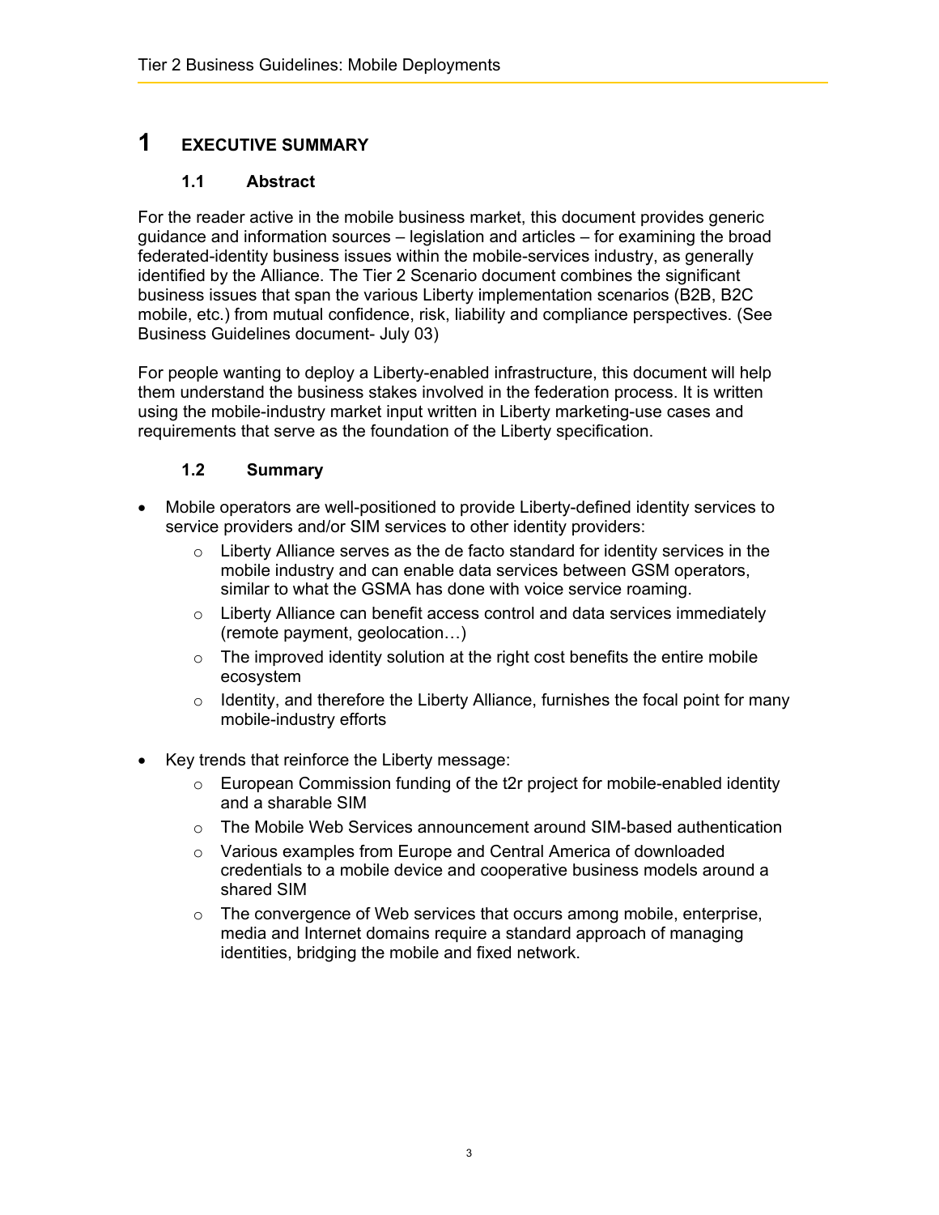# 1 EXECUTIVE SUMMARY

## 1.1 Abstract

For the reader active in the mobile business market, this document provides generic guidance and information sources – legislation and articles – for examining the broad federated-identity business issues within the mobile-services industry, as generally identified by the Alliance. The Tier 2 Scenario document combines the significant business issues that span the various Liberty implementation scenarios (B2B, B2C mobile, etc.) from mutual confidence, risk, liability and compliance perspectives. (See Business Guidelines document- July 03)

For people wanting to deploy a Liberty-enabled infrastructure, this document will help them understand the business stakes involved in the federation process. It is written using the mobile-industry market input written in Liberty marketing-use cases and requirements that serve as the foundation of the Liberty specification.

## 1.2 Summary

- Mobile operators are well-positioned to provide Liberty-defined identity services to service providers and/or SIM services to other identity providers:
  - Liberty Alliance serves as the de facto standard for identity services in the mobile industry and can enable data services between GSM operators, similar to what the GSMA has done with voice service roaming.
  - Liberty Alliance can benefit access control and data services immediately (remote payment, geolocation…)
  - The improved identity solution at the right cost benefits the entire mobile ecosystem
  - Identity, and therefore the Liberty Alliance, furnishes the focal point for many mobile-industry efforts

- Key trends that reinforce the Liberty message:
  - European Commission funding of the t2r project for mobile-enabled identity and a sharable SIM
  - The Mobile Web Services announcement around SIM-based authentication
  - Various examples from Europe and Central America of downloaded credentials to a mobile device and cooperative business models around a shared SIM
  - The convergence of Web services that occurs among mobile, enterprise, media and Internet domains require a standard approach of managing identities, bridging the mobile and fixed network.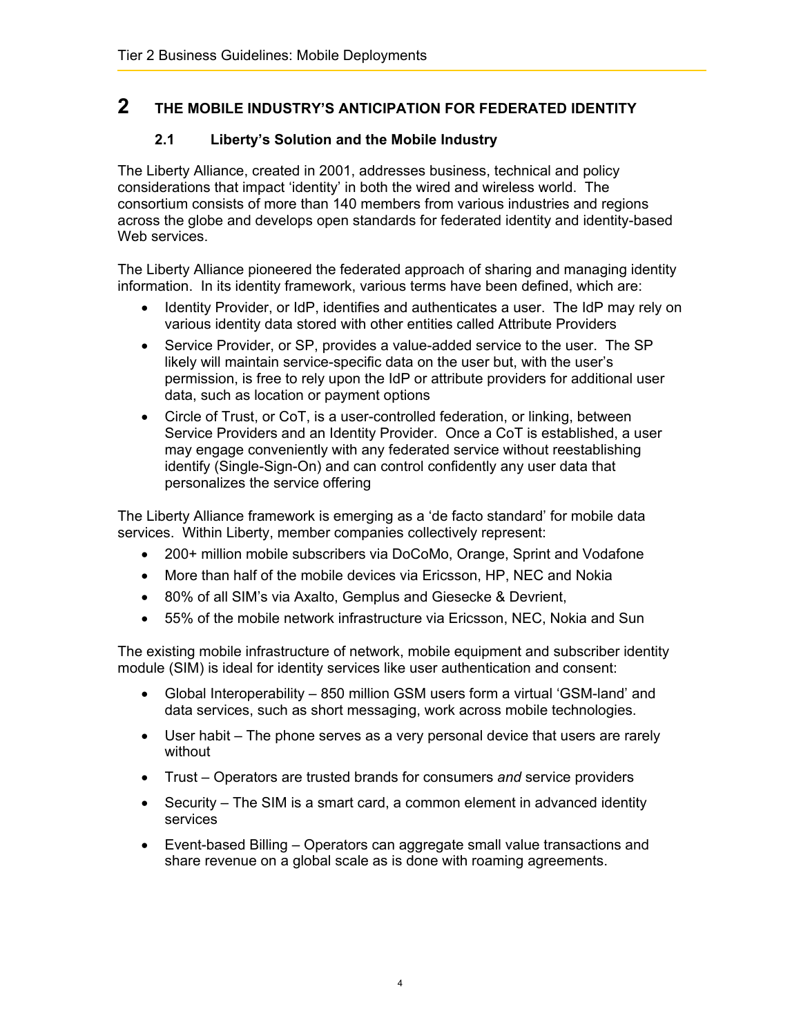## 2 THE MOBILE INDUSTRY'S ANTICIPATION FOR FEDERATED IDENTITY

### 2.1 Liberty's Solution and the Mobile Industry

The Liberty Alliance, created in 2001, addresses business, technical and policy considerations that impact 'identity' in both the wired and wireless world. The consortium consists of more than 140 members from various industries and regions across the globe and develops open standards for federated identity and identity-based Web services.

The Liberty Alliance pioneered the federated approach of sharing and managing identity information. In its identity framework, various terms have been defined, which are:

- Identity Provider, or IdP, identifies and authenticates a user. The IdP may rely on various identity data stored with other entities called Attribute Providers
- Service Provider, or SP, provides a value-added service to the user. The SP likely will maintain service-specific data on the user but, with the user's permission, is free to rely upon the IdP or attribute providers for additional user data, such as location or payment options
- Circle of Trust, or CoT, is a user-controlled federation, or linking, between Service Providers and an Identity Provider. Once a CoT is established, a user may engage conveniently with any federated service without reestablishing identify (Single-Sign-On) and can control confidently any user data that personalizes the service offering

The Liberty Alliance framework is emerging as a 'de facto standard' for mobile data services. Within Liberty, member companies collectively represent:

- 200+ million mobile subscribers via DoCoMo, Orange, Sprint and Vodafone
- More than half of the mobile devices via Ericsson, HP, NEC and Nokia
- 80% of all SIM's via Axalto, Gemplus and Giesecke & Devrient,
- 55% of the mobile network infrastructure via Ericsson, NEC, Nokia and Sun

The existing mobile infrastructure of network, mobile equipment and subscriber identity module (SIM) is ideal for identity services like user authentication and consent:

- Global Interoperability – 850 million GSM users form a virtual 'GSM-land' and data services, such as short messaging, work across mobile technologies.
- User habit – The phone serves as a very personal device that users are rarely without
- Trust – Operators are trusted brands for consumers *and* service providers
- Security – The SIM is a smart card, a common element in advanced identity services
- Event-based Billing – Operators can aggregate small value transactions and share revenue on a global scale as is done with roaming agreements.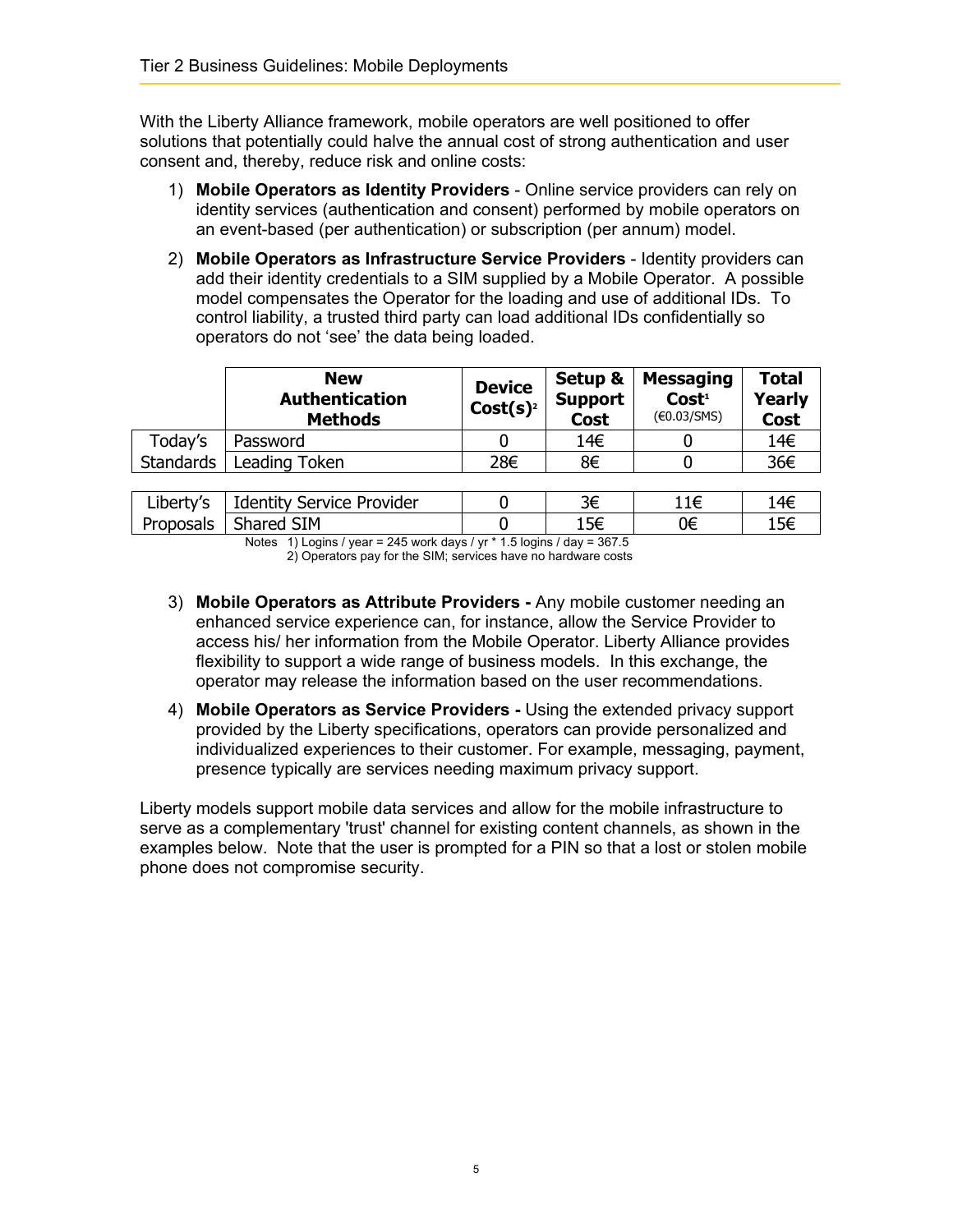With the Liberty Alliance framework, mobile operators are well positioned to offer solutions that potentially could halve the annual cost of strong authentication and user consent and, thereby, reduce risk and online costs:

1) **Mobile Operators as Identity Providers** - Online service providers can rely on identity services (authentication and consent) performed by mobile operators on an event-based (per authentication) or subscription (per annum) model.

2) **Mobile Operators as Infrastructure Service Providers** - Identity providers can add their identity credentials to a SIM supplied by a Mobile Operator. A possible model compensates the Operator for the loading and use of additional IDs. To control liability, a trusted third party can load additional IDs confidentially so operators do not 'see' the data being loaded.

| | New Authentication Methods | Device Cost(s)[2] | Setup & Support Cost | Messaging Cost[1] (€0.03/SMS) | Total Yearly Cost |
|---|---|---|---|---|---|
| Today's Standards | Password | 0 | 14€ | 0 | 14€ |
| | Leading Token | 28€ | 8€ | 0 | 36€ |
| Liberty's Proposals | Identity Service Provider | 0 | 3€ | 11€ | 14€ |
| | Shared SIM | 0 | 15€ | 0€ | 15€ |

Notes 1) Logins / year = 245 work days / yr * 1.5 logins / day = 367.5
2) Operators pay for the SIM; services have no hardware costs

3) **Mobile Operators as Attribute Providers -** Any mobile customer needing an enhanced service experience can, for instance, allow the Service Provider to access his/ her information from the Mobile Operator. Liberty Alliance provides flexibility to support a wide range of business models. In this exchange, the operator may release the information based on the user recommendations.

4) **Mobile Operators as Service Providers -** Using the extended privacy support provided by the Liberty specifications, operators can provide personalized and individualized experiences to their customer. For example, messaging, payment, presence typically are services needing maximum privacy support.

Liberty models support mobile data services and allow for the mobile infrastructure to serve as a complementary 'trust' channel for existing content channels, as shown in the examples below. Note that the user is prompted for a PIN so that a lost or stolen mobile phone does not compromise security.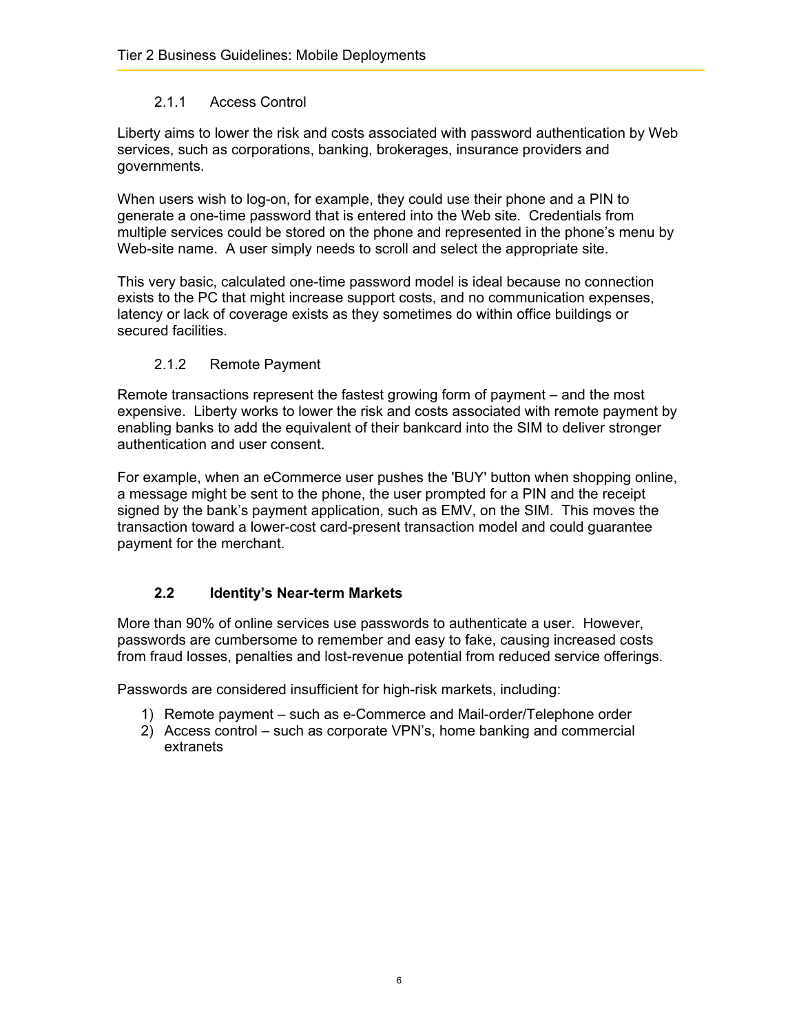### 2.1.1 Access Control

Liberty aims to lower the risk and costs associated with password authentication by Web services, such as corporations, banking, brokerages, insurance providers and governments.

When users wish to log-on, for example, they could use their phone and a PIN to generate a one-time password that is entered into the Web site. Credentials from multiple services could be stored on the phone and represented in the phone's menu by Web-site name. A user simply needs to scroll and select the appropriate site.

This very basic, calculated one-time password model is ideal because no connection exists to the PC that might increase support costs, and no communication expenses, latency or lack of coverage exists as they sometimes do within office buildings or secured facilities.

### 2.1.2 Remote Payment

Remote transactions represent the fastest growing form of payment – and the most expensive. Liberty works to lower the risk and costs associated with remote payment by enabling banks to add the equivalent of their bankcard into the SIM to deliver stronger authentication and user consent.

For example, when an eCommerce user pushes the 'BUY' button when shopping online, a message might be sent to the phone, the user prompted for a PIN and the receipt signed by the bank's payment application, such as EMV, on the SIM. This moves the transaction toward a lower-cost card-present transaction model and could guarantee payment for the merchant.

## 2.2 Identity's Near-term Markets

More than 90% of online services use passwords to authenticate a user. However, passwords are cumbersome to remember and easy to fake, causing increased costs from fraud losses, penalties and lost-revenue potential from reduced service offerings.

Passwords are considered insufficient for high-risk markets, including:

1) Remote payment – such as e-Commerce and Mail-order/Telephone order
2) Access control – such as corporate VPN's, home banking and commercial extranets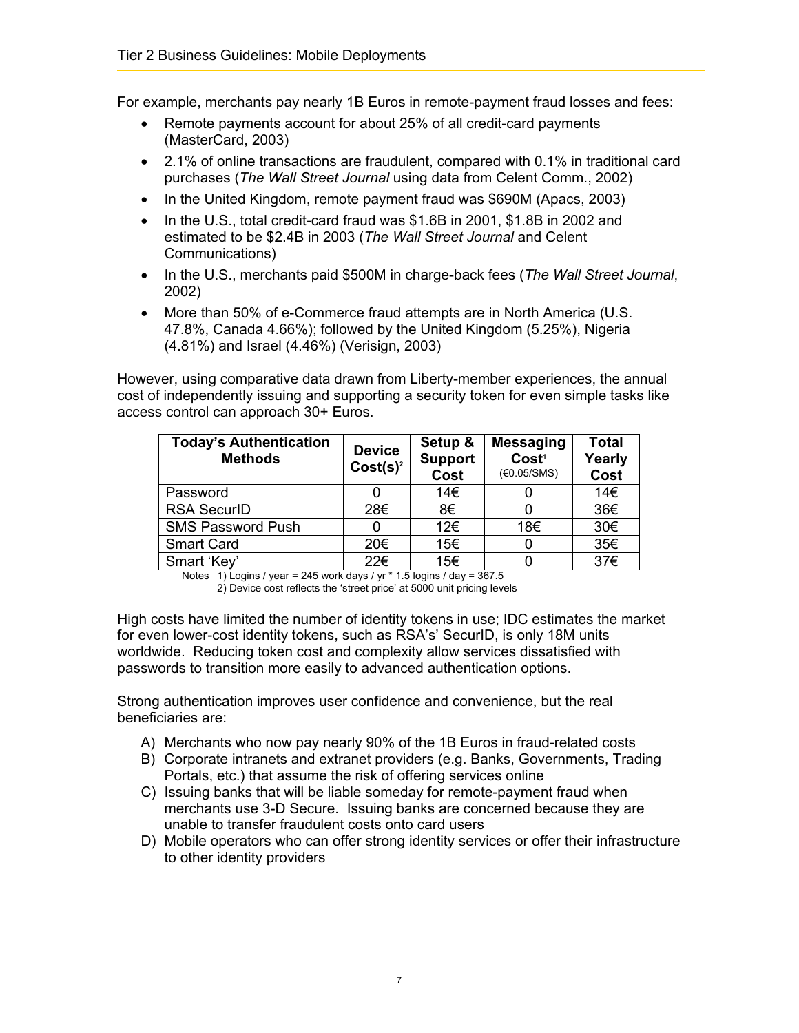For example, merchants pay nearly 1B Euros in remote-payment fraud losses and fees:

- Remote payments account for about 25% of all credit-card payments (MasterCard, 2003)
- 2.1% of online transactions are fraudulent, compared with 0.1% in traditional card purchases (*The Wall Street Journal* using data from Celent Comm., 2002)
- In the United Kingdom, remote payment fraud was $690M (Apacs, 2003)
- In the U.S., total credit-card fraud was $1.6B in 2001, $1.8B in 2002 and estimated to be $2.4B in 2003 (*The Wall Street Journal* and Celent Communications)
- In the U.S., merchants paid $500M in charge-back fees (*The Wall Street Journal*, 2002)
- More than 50% of e-Commerce fraud attempts are in North America (U.S. 47.8%, Canada 4.66%); followed by the United Kingdom (5.25%), Nigeria (4.81%) and Israel (4.46%) (Verisign, 2003)

However, using comparative data drawn from Liberty-member experiences, the annual cost of independently issuing and supporting a security token for even simple tasks like access control can approach 30+ Euros.

| Today's Authentication Methods | Device Cost(s)[2] | Setup & Support Cost | Messaging Cost[1] (€0.05/SMS) | Total Yearly Cost |
|---|---|---|---|---|
| Password | 0 | 14€ | 0 | 14€ |
| RSA SecurID | 28€ | 8€ | 0 | 36€ |
| SMS Password Push | 0 | 12€ | 18€ | 30€ |
| Smart Card | 20€ | 15€ | 0 | 35€ |
| Smart 'Key' | 22€ | 15€ | 0 | 37€ |

Notes 1) Logins / year = 245 work days / yr * 1.5 logins / day = 367.5
2) Device cost reflects the 'street price' at 5000 unit pricing levels

High costs have limited the number of identity tokens in use; IDC estimates the market for even lower-cost identity tokens, such as RSA's' SecurID, is only 18M units worldwide. Reducing token cost and complexity allow services dissatisfied with passwords to transition more easily to advanced authentication options.

Strong authentication improves user confidence and convenience, but the real beneficiaries are:

A) Merchants who now pay nearly 90% of the 1B Euros in fraud-related costs
B) Corporate intranets and extranet providers (e.g. Banks, Governments, Trading Portals, etc.) that assume the risk of offering services online
C) Issuing banks that will be liable someday for remote-payment fraud when merchants use 3-D Secure. Issuing banks are concerned because they are unable to transfer fraudulent costs onto card users
D) Mobile operators who can offer strong identity services or offer their infrastructure to other identity providers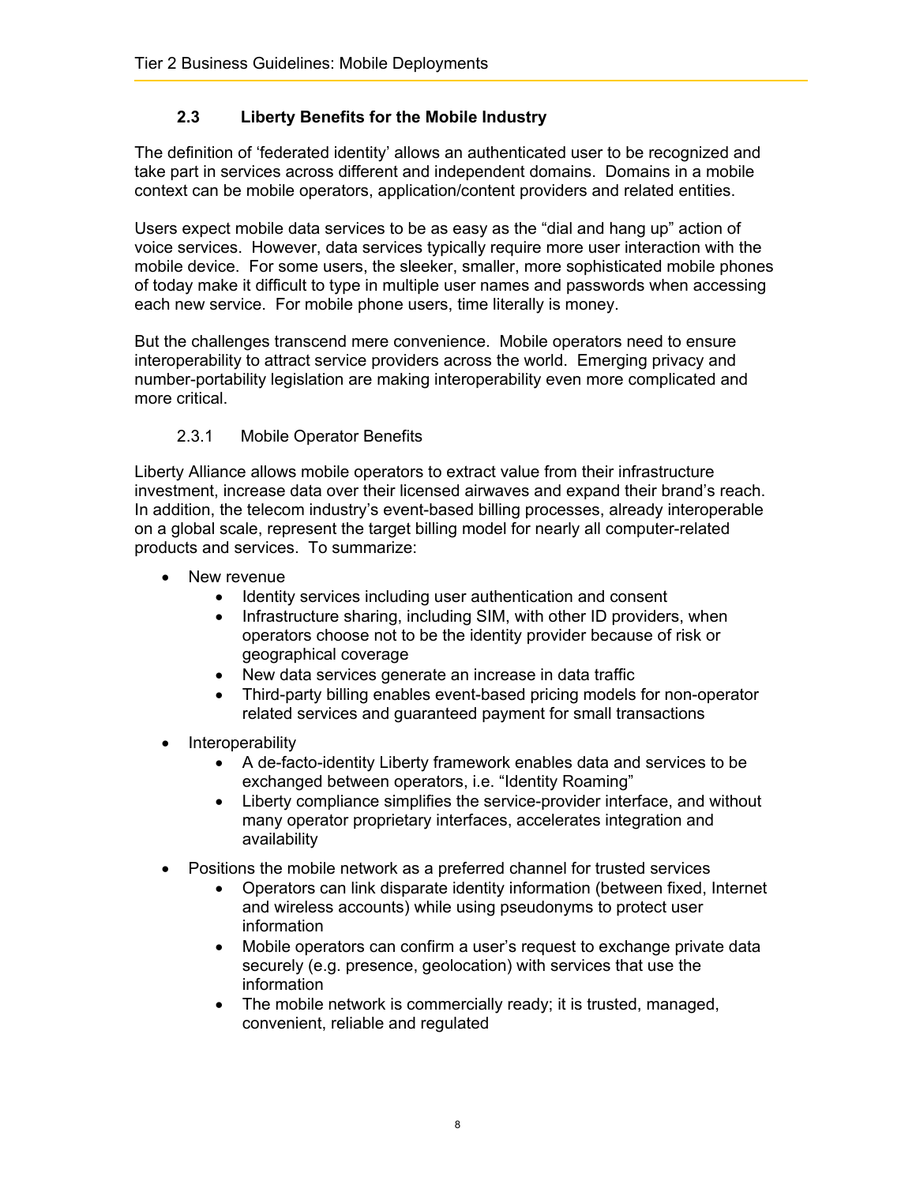## 2.3 Liberty Benefits for the Mobile Industry

The definition of 'federated identity' allows an authenticated user to be recognized and take part in services across different and independent domains. Domains in a mobile context can be mobile operators, application/content providers and related entities.

Users expect mobile data services to be as easy as the "dial and hang up" action of voice services. However, data services typically require more user interaction with the mobile device. For some users, the sleeker, smaller, more sophisticated mobile phones of today make it difficult to type in multiple user names and passwords when accessing each new service. For mobile phone users, time literally is money.

But the challenges transcend mere convenience. Mobile operators need to ensure interoperability to attract service providers across the world. Emerging privacy and number-portability legislation are making interoperability even more complicated and more critical.

### 2.3.1 Mobile Operator Benefits

Liberty Alliance allows mobile operators to extract value from their infrastructure investment, increase data over their licensed airwaves and expand their brand's reach. In addition, the telecom industry's event-based billing processes, already interoperable on a global scale, represent the target billing model for nearly all computer-related products and services. To summarize:

- New revenue
  - Identity services including user authentication and consent
  - Infrastructure sharing, including SIM, with other ID providers, when operators choose not to be the identity provider because of risk or geographical coverage
  - New data services generate an increase in data traffic
  - Third-party billing enables event-based pricing models for non-operator related services and guaranteed payment for small transactions
- Interoperability
  - A de-facto-identity Liberty framework enables data and services to be exchanged between operators, i.e. "Identity Roaming"
  - Liberty compliance simplifies the service-provider interface, and without many operator proprietary interfaces, accelerates integration and availability
- Positions the mobile network as a preferred channel for trusted services
  - Operators can link disparate identity information (between fixed, Internet and wireless accounts) while using pseudonyms to protect user information
  - Mobile operators can confirm a user's request to exchange private data securely (e.g. presence, geolocation) with services that use the information
  - The mobile network is commercially ready; it is trusted, managed, convenient, reliable and regulated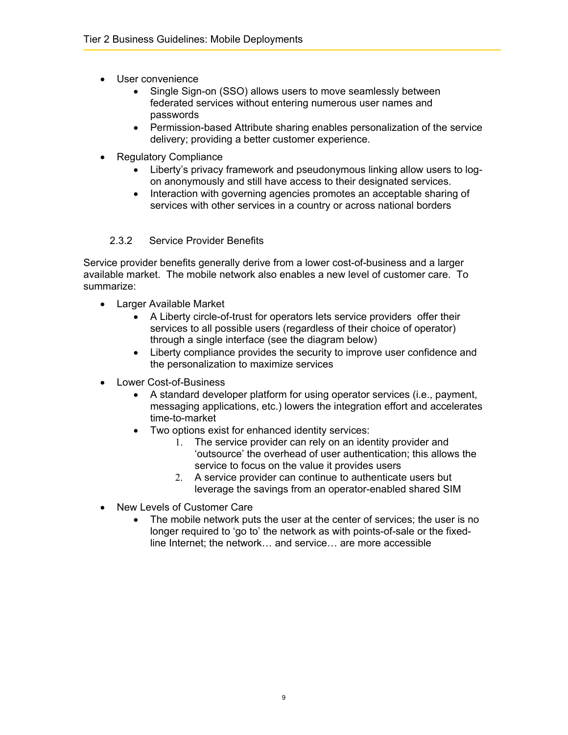- User convenience
  - Single Sign-on (SSO) allows users to move seamlessly between federated services without entering numerous user names and passwords
  - Permission-based Attribute sharing enables personalization of the service delivery; providing a better customer experience.
- Regulatory Compliance
  - Liberty's privacy framework and pseudonymous linking allow users to log-on anonymously and still have access to their designated services.
  - Interaction with governing agencies promotes an acceptable sharing of services with other services in a country or across national borders

### 2.3.2 Service Provider Benefits

Service provider benefits generally derive from a lower cost-of-business and a larger available market. The mobile network also enables a new level of customer care. To summarize:

- Larger Available Market
  - A Liberty circle-of-trust for operators lets service providers offer their services to all possible users (regardless of their choice of operator) through a single interface (see the diagram below)
  - Liberty compliance provides the security to improve user confidence and the personalization to maximize services
- Lower Cost-of-Business
  - A standard developer platform for using operator services (i.e., payment, messaging applications, etc.) lowers the integration effort and accelerates time-to-market
  - Two options exist for enhanced identity services:
    1. The service provider can rely on an identity provider and 'outsource' the overhead of user authentication; this allows the service to focus on the value it provides users
    2. A service provider can continue to authenticate users but leverage the savings from an operator-enabled shared SIM
- New Levels of Customer Care
  - The mobile network puts the user at the center of services; the user is no longer required to 'go to' the network as with points-of-sale or the fixed-line Internet; the network… and service… are more accessible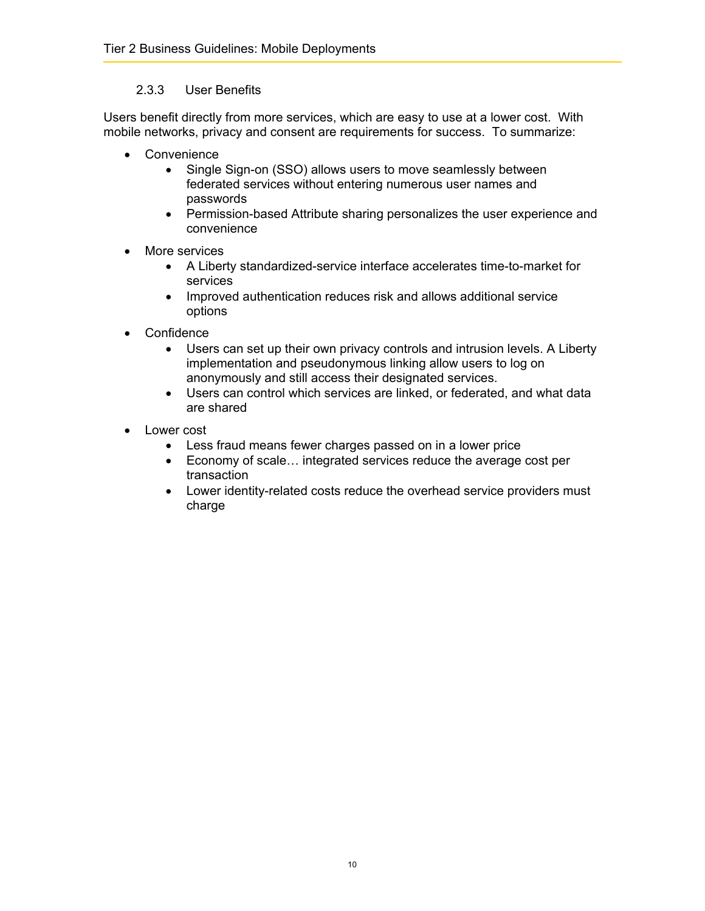### 2.3.3 User Benefits

Users benefit directly from more services, which are easy to use at a lower cost. With mobile networks, privacy and consent are requirements for success. To summarize:

- Convenience
  - Single Sign-on (SSO) allows users to move seamlessly between federated services without entering numerous user names and passwords
  - Permission-based Attribute sharing personalizes the user experience and convenience
- More services
  - A Liberty standardized-service interface accelerates time-to-market for services
  - Improved authentication reduces risk and allows additional service options
- Confidence
  - Users can set up their own privacy controls and intrusion levels. A Liberty implementation and pseudonymous linking allow users to log on anonymously and still access their designated services.
  - Users can control which services are linked, or federated, and what data are shared
- Lower cost
  - Less fraud means fewer charges passed on in a lower price
  - Economy of scale… integrated services reduce the average cost per transaction
  - Lower identity-related costs reduce the overhead service providers must charge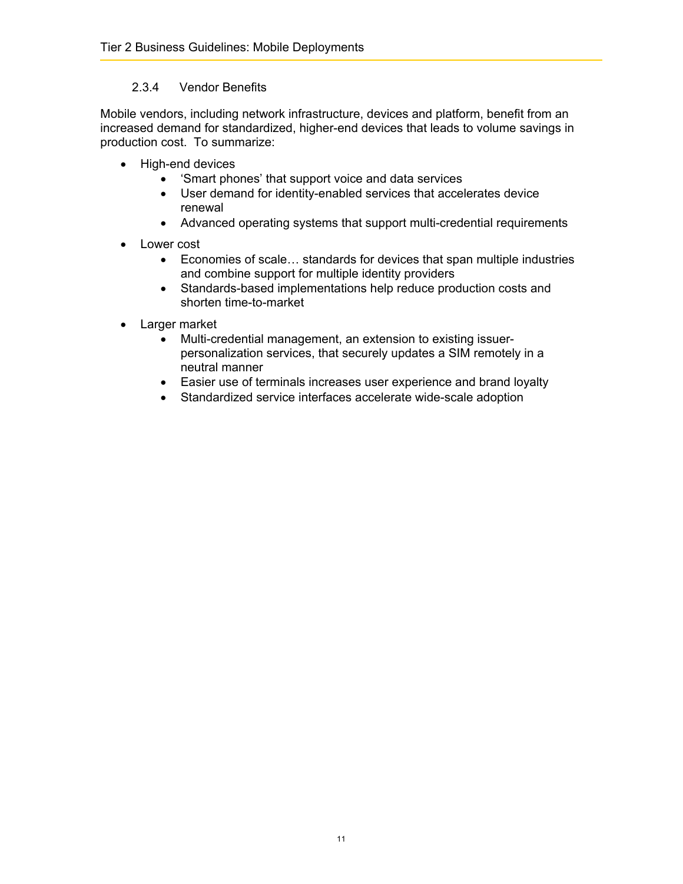#### 2.3.4 Vendor Benefits

Mobile vendors, including network infrastructure, devices and platform, benefit from an increased demand for standardized, higher-end devices that leads to volume savings in production cost. To summarize:

- High-end devices
  - 'Smart phones' that support voice and data services
  - User demand for identity-enabled services that accelerates device renewal
  - Advanced operating systems that support multi-credential requirements
- Lower cost
  - Economies of scale… standards for devices that span multiple industries and combine support for multiple identity providers
  - Standards-based implementations help reduce production costs and shorten time-to-market
- Larger market
  - Multi-credential management, an extension to existing issuer-personalization services, that securely updates a SIM remotely in a neutral manner
  - Easier use of terminals increases user experience and brand loyalty
  - Standardized service interfaces accelerate wide-scale adoption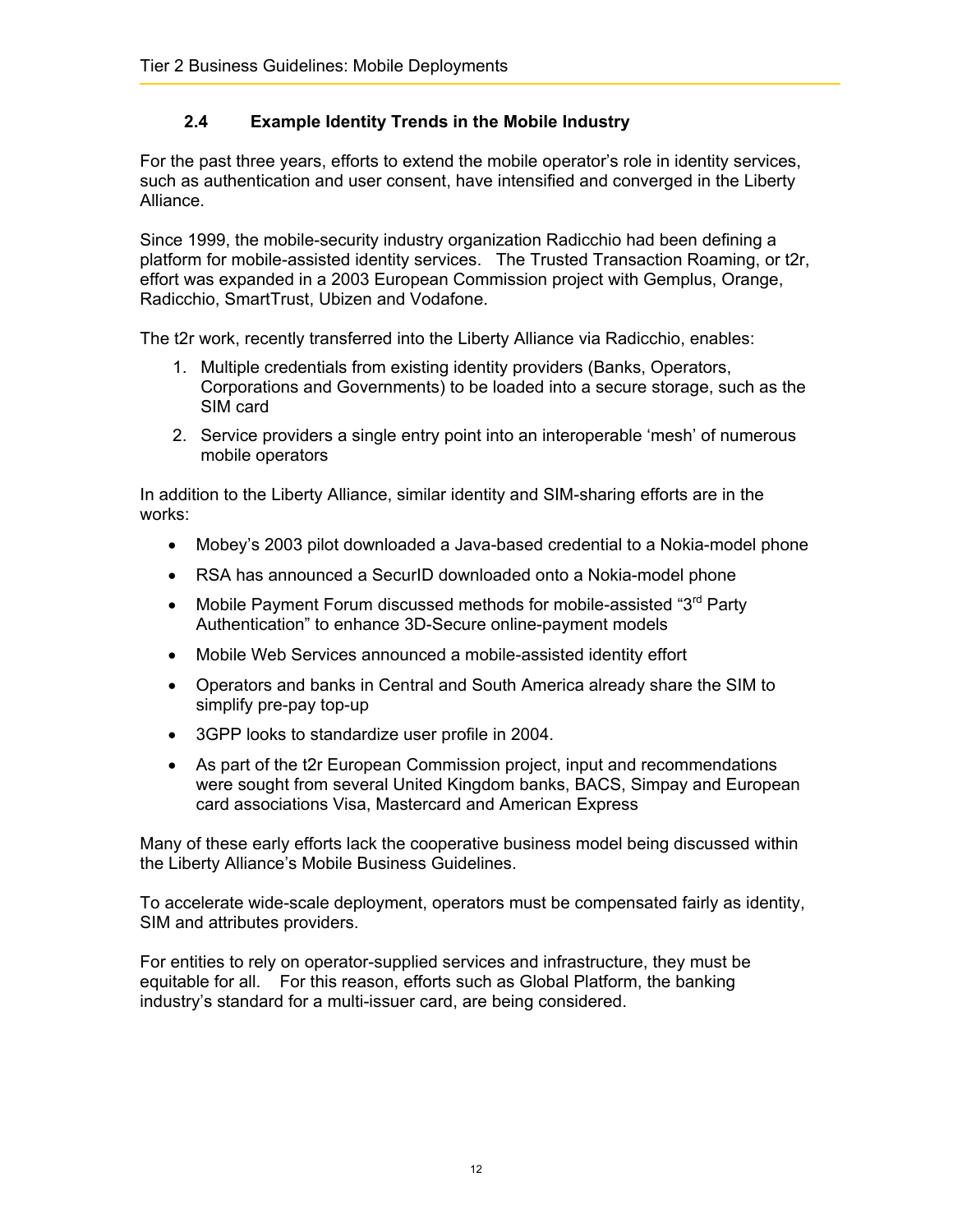## 2.4 Example Identity Trends in the Mobile Industry

For the past three years, efforts to extend the mobile operator's role in identity services, such as authentication and user consent, have intensified and converged in the Liberty Alliance.

Since 1999, the mobile-security industry organization Radicchio had been defining a platform for mobile-assisted identity services. The Trusted Transaction Roaming, or t2r, effort was expanded in a 2003 European Commission project with Gemplus, Orange, Radicchio, SmartTrust, Ubizen and Vodafone.

The t2r work, recently transferred into the Liberty Alliance via Radicchio, enables:

1. Multiple credentials from existing identity providers (Banks, Operators, Corporations and Governments) to be loaded into a secure storage, such as the SIM card
2. Service providers a single entry point into an interoperable 'mesh' of numerous mobile operators

In addition to the Liberty Alliance, similar identity and SIM-sharing efforts are in the works:

- Mobey's 2003 pilot downloaded a Java-based credential to a Nokia-model phone
- RSA has announced a SecurID downloaded onto a Nokia-model phone
- Mobile Payment Forum discussed methods for mobile-assisted "3rd Party Authentication" to enhance 3D-Secure online-payment models
- Mobile Web Services announced a mobile-assisted identity effort
- Operators and banks in Central and South America already share the SIM to simplify pre-pay top-up
- 3GPP looks to standardize user profile in 2004.
- As part of the t2r European Commission project, input and recommendations were sought from several United Kingdom banks, BACS, Simpay and European card associations Visa, Mastercard and American Express

Many of these early efforts lack the cooperative business model being discussed within the Liberty Alliance's Mobile Business Guidelines.

To accelerate wide-scale deployment, operators must be compensated fairly as identity, SIM and attributes providers.

For entities to rely on operator-supplied services and infrastructure, they must be equitable for all. For this reason, efforts such as Global Platform, the banking industry's standard for a multi-issuer card, are being considered.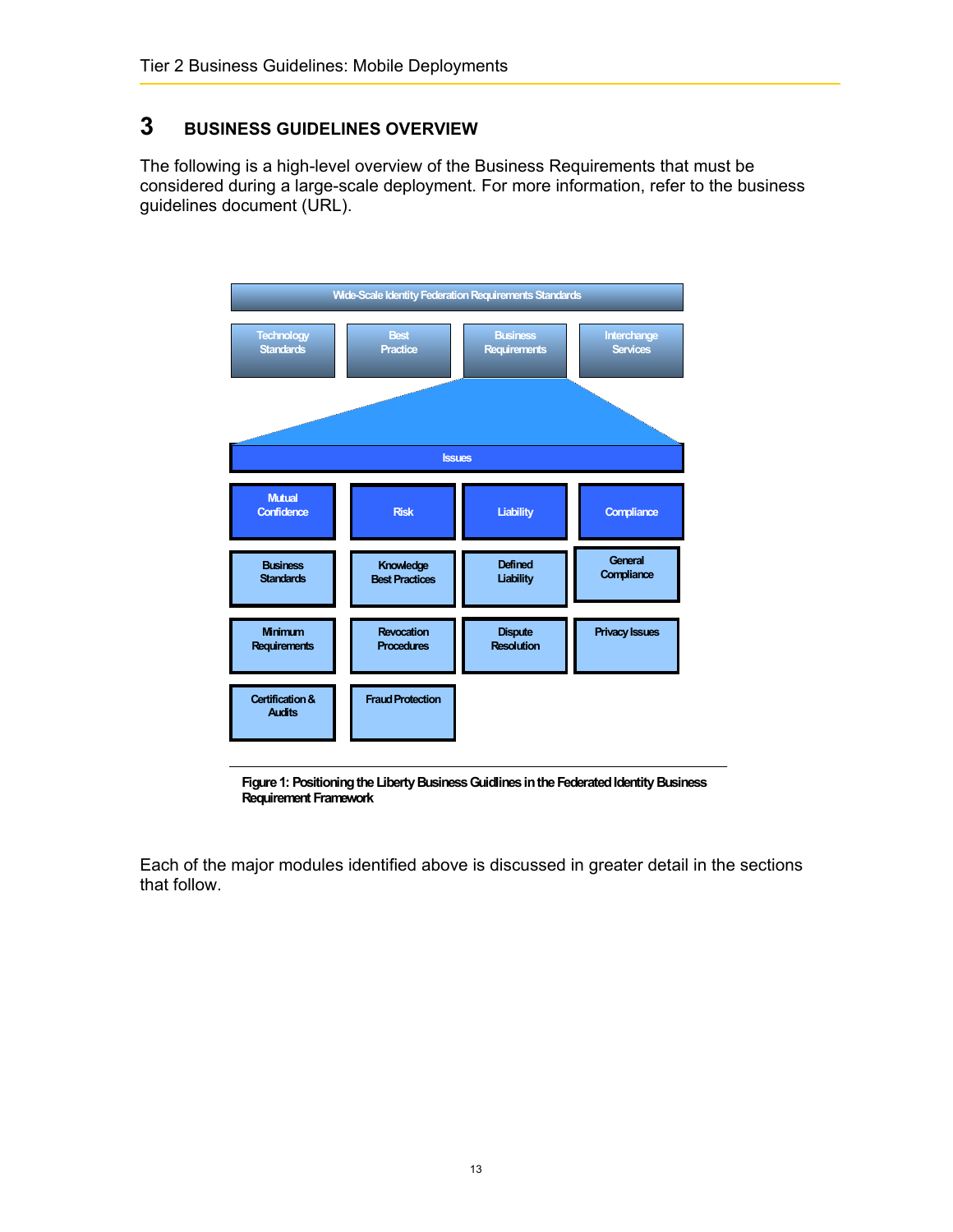# 3 BUSINESS GUIDELINES OVERVIEW

The following is a high-level overview of the Business Requirements that must be considered during a large-scale deployment. For more information, refer to the business guidelines document (URL).

Wide-Scale Identity Federation Requirements Standards

| Technology Standards | Best Practice | Business Requirements | Interchange Services |
|---|---|---|---|

Issues

| Mutual Confidence | Risk | Liability | Compliance |
|---|---|---|---|
| Business Standards | Knowledge Best Practices | Defined Liability | General Compliance |
| Minimum Requirements | Revocation Procedures | Dispute Resolution | Privacy Issues |
| Certification & Audits | Fraud Protection | | |

**Figure 1: Positioning the Liberty Business Guidlines in the Federated Identity Business Requirement Framework**

Each of the major modules identified above is discussed in greater detail in the sections that follow.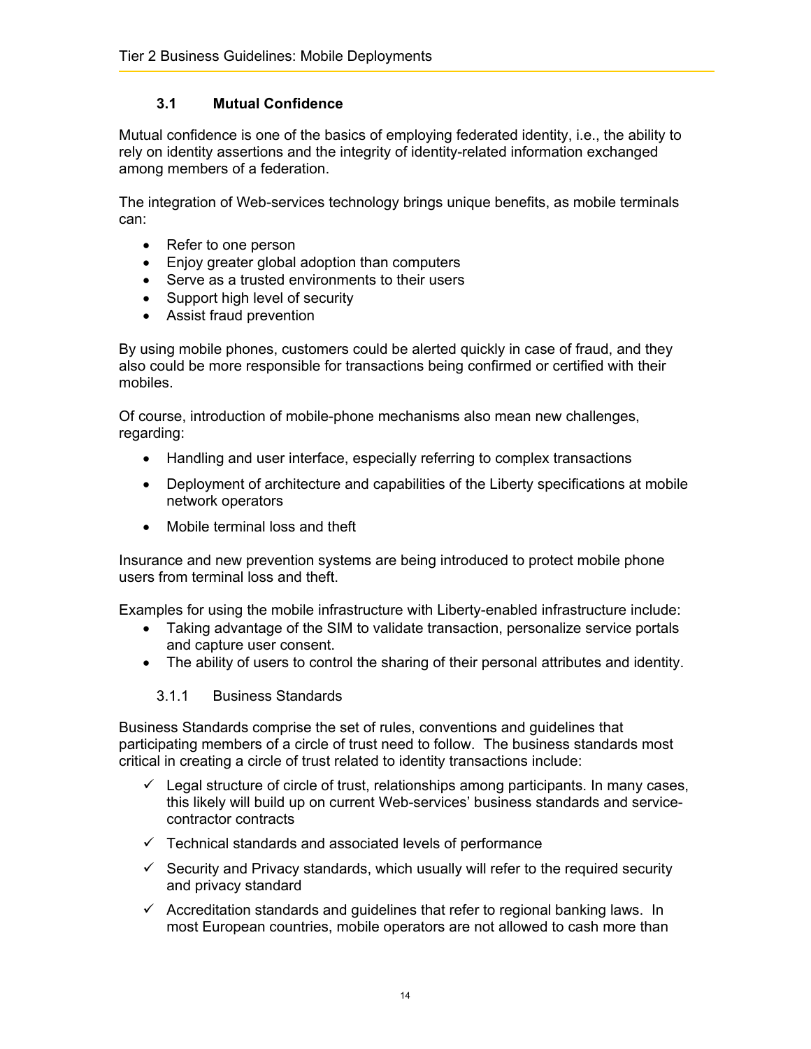### 3.1 Mutual Confidence

Mutual confidence is one of the basics of employing federated identity, i.e., the ability to rely on identity assertions and the integrity of identity-related information exchanged among members of a federation.

The integration of Web-services technology brings unique benefits, as mobile terminals can:

- Refer to one person
- Enjoy greater global adoption than computers
- Serve as a trusted environments to their users
- Support high level of security
- Assist fraud prevention

By using mobile phones, customers could be alerted quickly in case of fraud, and they also could be more responsible for transactions being confirmed or certified with their mobiles.

Of course, introduction of mobile-phone mechanisms also mean new challenges, regarding:

- Handling and user interface, especially referring to complex transactions
- Deployment of architecture and capabilities of the Liberty specifications at mobile network operators
- Mobile terminal loss and theft

Insurance and new prevention systems are being introduced to protect mobile phone users from terminal loss and theft.

Examples for using the mobile infrastructure with Liberty-enabled infrastructure include:

- Taking advantage of the SIM to validate transaction, personalize service portals and capture user consent.
- The ability of users to control the sharing of their personal attributes and identity.

#### 3.1.1 Business Standards

Business Standards comprise the set of rules, conventions and guidelines that participating members of a circle of trust need to follow. The business standards most critical in creating a circle of trust related to identity transactions include:

- ✓ Legal structure of circle of trust, relationships among participants. In many cases, this likely will build up on current Web-services' business standards and service-contractor contracts
- ✓ Technical standards and associated levels of performance
- ✓ Security and Privacy standards, which usually will refer to the required security and privacy standard
- ✓ Accreditation standards and guidelines that refer to regional banking laws. In most European countries, mobile operators are not allowed to cash more than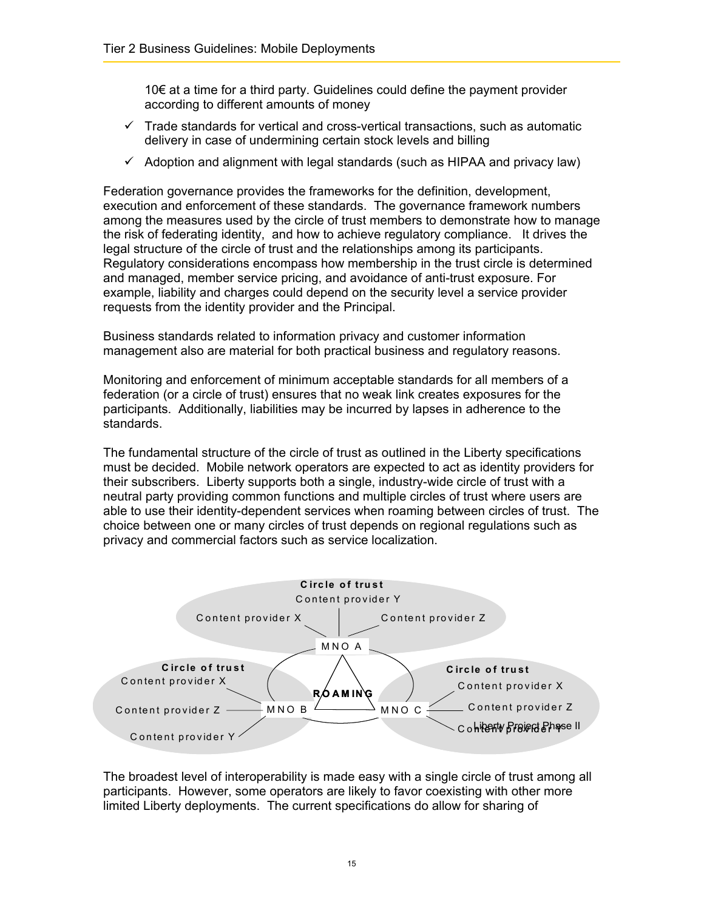10€ at a time for a third party. Guidelines could define the payment provider according to different amounts of money

- ✓ Trade standards for vertical and cross-vertical transactions, such as automatic delivery in case of undermining certain stock levels and billing
- ✓ Adoption and alignment with legal standards (such as HIPAA and privacy law)

Federation governance provides the frameworks for the definition, development, execution and enforcement of these standards. The governance framework numbers among the measures used by the circle of trust members to demonstrate how to manage the risk of federating identity, and how to achieve regulatory compliance. It drives the legal structure of the circle of trust and the relationships among its participants. Regulatory considerations encompass how membership in the trust circle is determined and managed, member service pricing, and avoidance of anti-trust exposure. For example, liability and charges could depend on the security level a service provider requests from the identity provider and the Principal.

Business standards related to information privacy and customer information management also are material for both practical business and regulatory reasons.

Monitoring and enforcement of minimum acceptable standards for all members of a federation (or a circle of trust) ensures that no weak link creates exposures for the participants. Additionally, liabilities may be incurred by lapses in adherence to the standards.

The fundamental structure of the circle of trust as outlined in the Liberty specifications must be decided. Mobile network operators are expected to act as identity providers for their subscribers. Liberty supports both a single, industry-wide circle of trust with a neutral party providing common functions and multiple circles of trust where users are able to use their identity-dependent services when roaming between circles of trust. The choice between one or many circles of trust depends on regional regulations such as privacy and commercial factors such as service localization.

Circle of trust
Content provider Y
Content provider X
Content provider Z
MNO A

Circle of trust
Content provider X
Content provider Z
Content provider Y
MNO B

ROAMING

Circle of trust
Content provider X
Content provider Z
Content provider Y
MNO C

Liberty Project Phase II

The broadest level of interoperability is made easy with a single circle of trust among all participants. However, some operators are likely to favor coexisting with other more limited Liberty deployments. The current specifications do allow for sharing of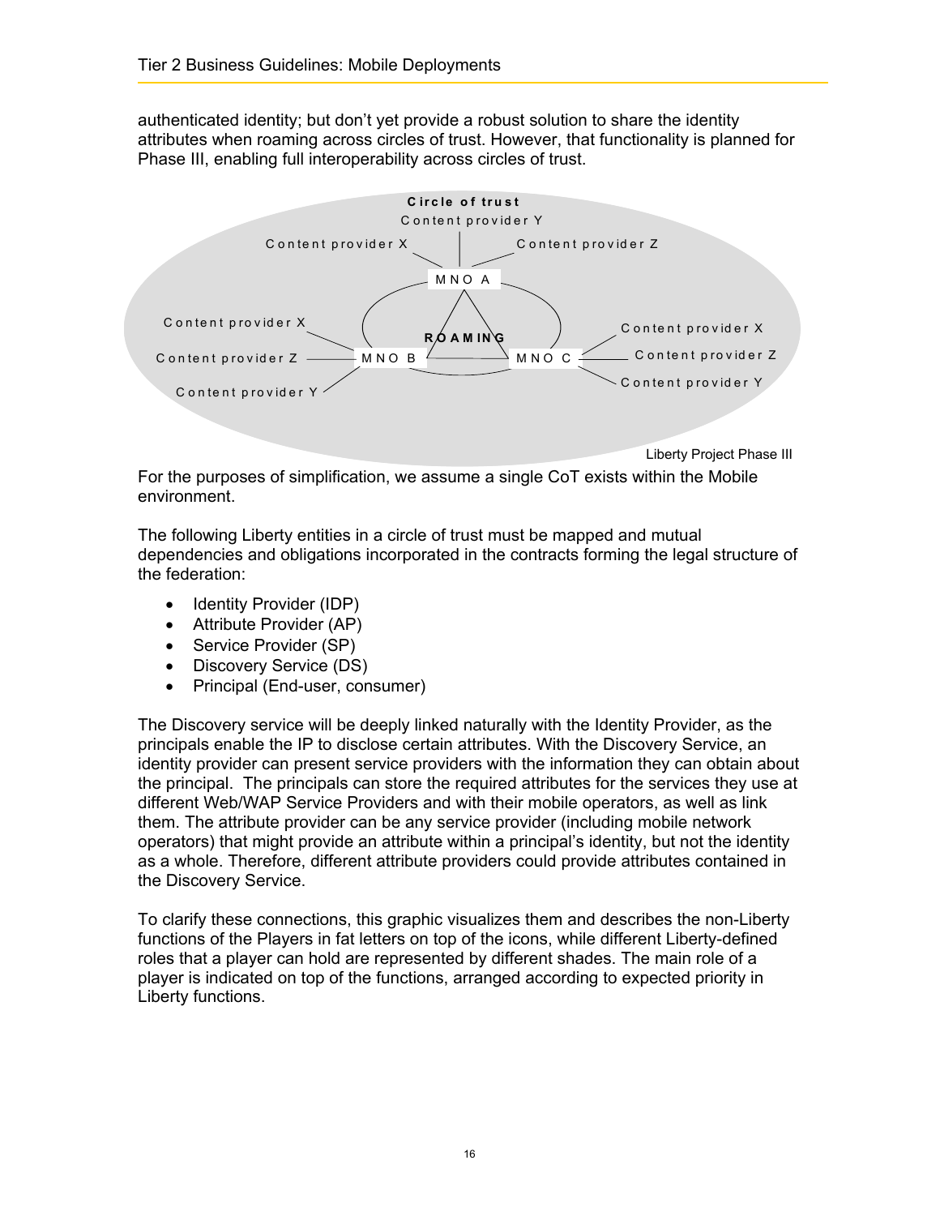authenticated identity; but don't yet provide a robust solution to share the identity attributes when roaming across circles of trust. However, that functionality is planned for Phase III, enabling full interoperability across circles of trust.

Liberty Project Phase III

For the purposes of simplification, we assume a single CoT exists within the Mobile environment.

The following Liberty entities in a circle of trust must be mapped and mutual dependencies and obligations incorporated in the contracts forming the legal structure of the federation:

- Identity Provider (IDP)
- Attribute Provider (AP)
- Service Provider (SP)
- Discovery Service (DS)
- Principal (End-user, consumer)

The Discovery service will be deeply linked naturally with the Identity Provider, as the principals enable the IP to disclose certain attributes. With the Discovery Service, an identity provider can present service providers with the information they can obtain about the principal. The principals can store the required attributes for the services they use at different Web/WAP Service Providers and with their mobile operators, as well as link them. The attribute provider can be any service provider (including mobile network operators) that might provide an attribute within a principal's identity, but not the identity as a whole. Therefore, different attribute providers could provide attributes contained in the Discovery Service.

To clarify these connections, this graphic visualizes them and describes the non-Liberty functions of the Players in fat letters on top of the icons, while different Liberty-defined roles that a player can hold are represented by different shades. The main role of a player is indicated on top of the functions, arranged according to expected priority in Liberty functions.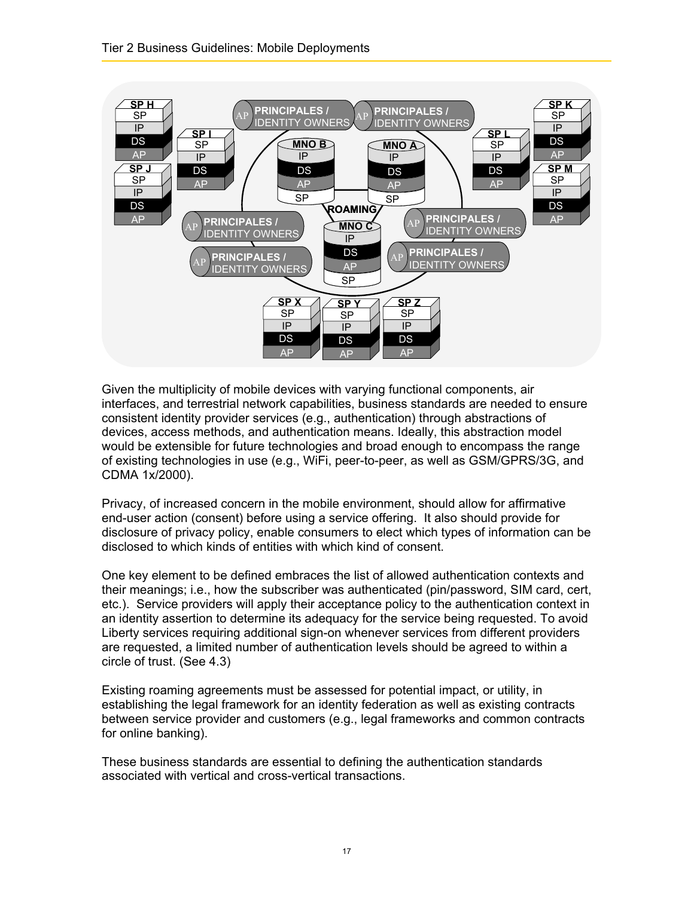Given the multiplicity of mobile devices with varying functional components, air interfaces, and terrestrial network capabilities, business standards are needed to ensure consistent identity provider services (e.g., authentication) through abstractions of devices, access methods, and authentication means. Ideally, this abstraction model would be extensible for future technologies and broad enough to encompass the range of existing technologies in use (e.g., WiFi, peer-to-peer, as well as GSM/GPRS/3G, and CDMA 1x/2000).

Privacy, of increased concern in the mobile environment, should allow for affirmative end-user action (consent) before using a service offering. It also should provide for disclosure of privacy policy, enable consumers to elect which types of information can be disclosed to which kinds of entities with which kind of consent.

One key element to be defined embraces the list of allowed authentication contexts and their meanings; i.e., how the subscriber was authenticated (pin/password, SIM card, cert, etc.). Service providers will apply their acceptance policy to the authentication context in an identity assertion to determine its adequacy for the service being requested. To avoid Liberty services requiring additional sign-on whenever services from different providers are requested, a limited number of authentication levels should be agreed to within a circle of trust. (See 4.3)

Existing roaming agreements must be assessed for potential impact, or utility, in establishing the legal framework for an identity federation as well as existing contracts between service provider and customers (e.g., legal frameworks and common contracts for online banking).

These business standards are essential to defining the authentication standards associated with vertical and cross-vertical transactions.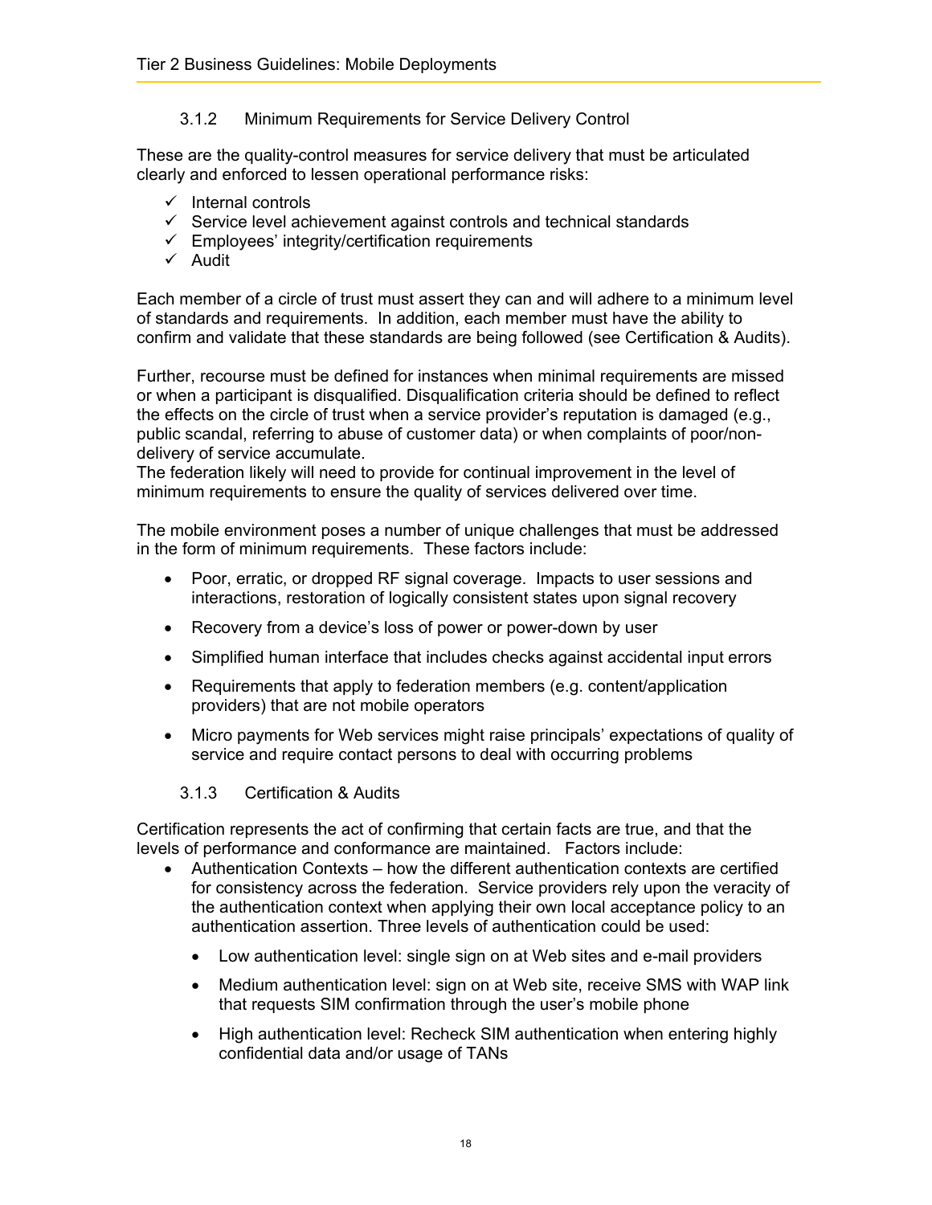### 3.1.2 Minimum Requirements for Service Delivery Control

These are the quality-control measures for service delivery that must be articulated clearly and enforced to lessen operational performance risks:

- ✓ Internal controls
- ✓ Service level achievement against controls and technical standards
- ✓ Employees' integrity/certification requirements
- ✓ Audit

Each member of a circle of trust must assert they can and will adhere to a minimum level of standards and requirements. In addition, each member must have the ability to confirm and validate that these standards are being followed (see Certification & Audits).

Further, recourse must be defined for instances when minimal requirements are missed or when a participant is disqualified. Disqualification criteria should be defined to reflect the effects on the circle of trust when a service provider's reputation is damaged (e.g., public scandal, referring to abuse of customer data) or when complaints of poor/non-delivery of service accumulate.
The federation likely will need to provide for continual improvement in the level of minimum requirements to ensure the quality of services delivered over time.

The mobile environment poses a number of unique challenges that must be addressed in the form of minimum requirements. These factors include:

- Poor, erratic, or dropped RF signal coverage. Impacts to user sessions and interactions, restoration of logically consistent states upon signal recovery
- Recovery from a device's loss of power or power-down by user
- Simplified human interface that includes checks against accidental input errors
- Requirements that apply to federation members (e.g. content/application providers) that are not mobile operators
- Micro payments for Web services might raise principals' expectations of quality of service and require contact persons to deal with occurring problems

### 3.1.3 Certification & Audits

Certification represents the act of confirming that certain facts are true, and that the levels of performance and conformance are maintained. Factors include:

- Authentication Contexts – how the different authentication contexts are certified for consistency across the federation. Service providers rely upon the veracity of the authentication context when applying their own local acceptance policy to an authentication assertion. Three levels of authentication could be used:
  - Low authentication level: single sign on at Web sites and e-mail providers
  - Medium authentication level: sign on at Web site, receive SMS with WAP link that requests SIM confirmation through the user's mobile phone
  - High authentication level: Recheck SIM authentication when entering highly confidential data and/or usage of TANs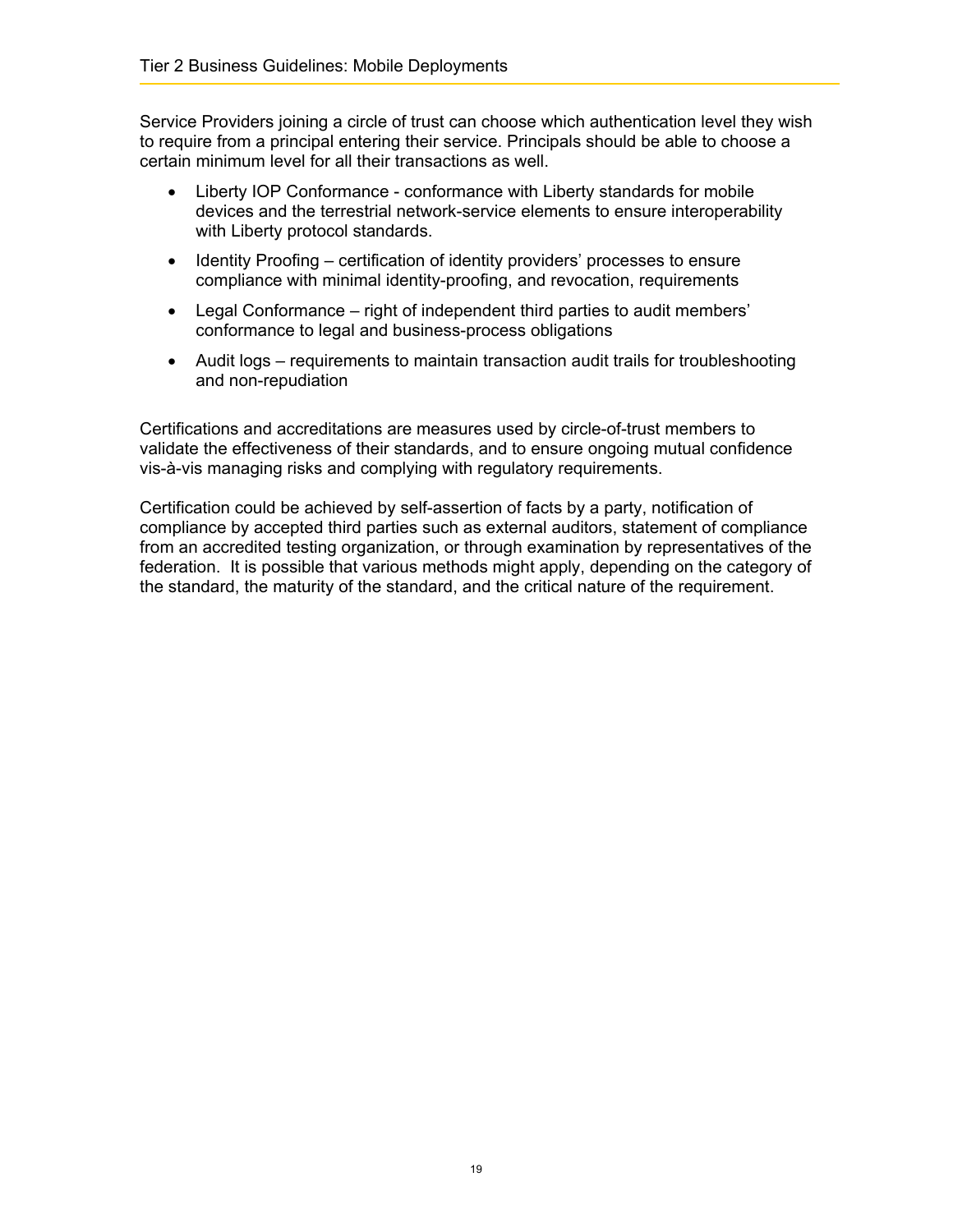Service Providers joining a circle of trust can choose which authentication level they wish to require from a principal entering their service. Principals should be able to choose a certain minimum level for all their transactions as well.

- Liberty IOP Conformance - conformance with Liberty standards for mobile devices and the terrestrial network-service elements to ensure interoperability with Liberty protocol standards.
- Identity Proofing – certification of identity providers' processes to ensure compliance with minimal identity-proofing, and revocation, requirements
- Legal Conformance – right of independent third parties to audit members' conformance to legal and business-process obligations
- Audit logs – requirements to maintain transaction audit trails for troubleshooting and non-repudiation

Certifications and accreditations are measures used by circle-of-trust members to validate the effectiveness of their standards, and to ensure ongoing mutual confidence vis-à-vis managing risks and complying with regulatory requirements.

Certification could be achieved by self-assertion of facts by a party, notification of compliance by accepted third parties such as external auditors, statement of compliance from an accredited testing organization, or through examination by representatives of the federation. It is possible that various methods might apply, depending on the category of the standard, the maturity of the standard, and the critical nature of the requirement.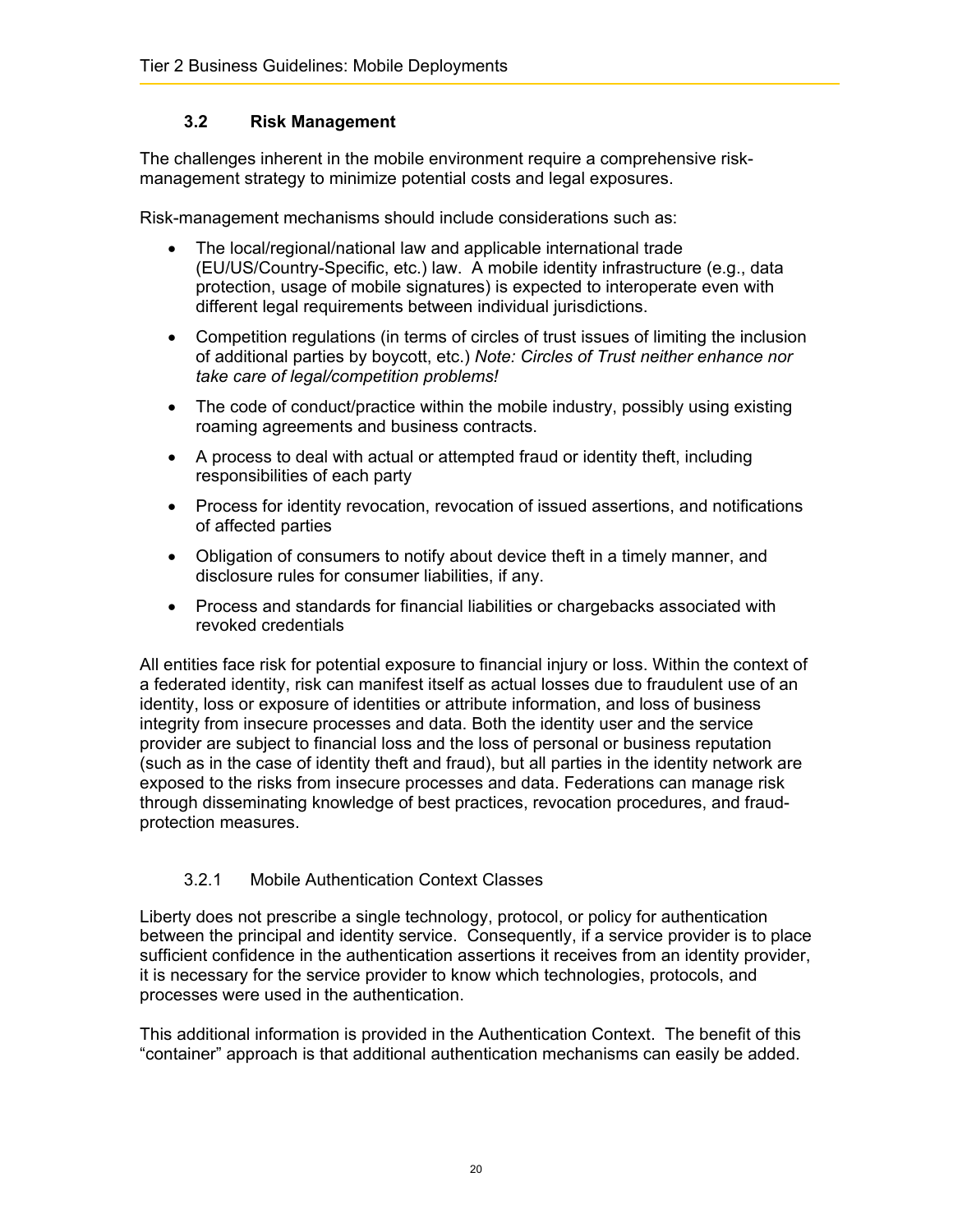### 3.2 Risk Management

The challenges inherent in the mobile environment require a comprehensive risk-management strategy to minimize potential costs and legal exposures.

Risk-management mechanisms should include considerations such as:

- The local/regional/national law and applicable international trade (EU/US/Country-Specific, etc.) law. A mobile identity infrastructure (e.g., data protection, usage of mobile signatures) is expected to interoperate even with different legal requirements between individual jurisdictions.
- Competition regulations (in terms of circles of trust issues of limiting the inclusion of additional parties by boycott, etc.) *Note: Circles of Trust neither enhance nor take care of legal/competition problems!*
- The code of conduct/practice within the mobile industry, possibly using existing roaming agreements and business contracts.
- A process to deal with actual or attempted fraud or identity theft, including responsibilities of each party
- Process for identity revocation, revocation of issued assertions, and notifications of affected parties
- Obligation of consumers to notify about device theft in a timely manner, and disclosure rules for consumer liabilities, if any.
- Process and standards for financial liabilities or chargebacks associated with revoked credentials

All entities face risk for potential exposure to financial injury or loss. Within the context of a federated identity, risk can manifest itself as actual losses due to fraudulent use of an identity, loss or exposure of identities or attribute information, and loss of business integrity from insecure processes and data. Both the identity user and the service provider are subject to financial loss and the loss of personal or business reputation (such as in the case of identity theft and fraud), but all parties in the identity network are exposed to the risks from insecure processes and data. Federations can manage risk through disseminating knowledge of best practices, revocation procedures, and fraud-protection measures.

#### 3.2.1 Mobile Authentication Context Classes

Liberty does not prescribe a single technology, protocol, or policy for authentication between the principal and identity service. Consequently, if a service provider is to place sufficient confidence in the authentication assertions it receives from an identity provider, it is necessary for the service provider to know which technologies, protocols, and processes were used in the authentication.

This additional information is provided in the Authentication Context. The benefit of this "container" approach is that additional authentication mechanisms can easily be added.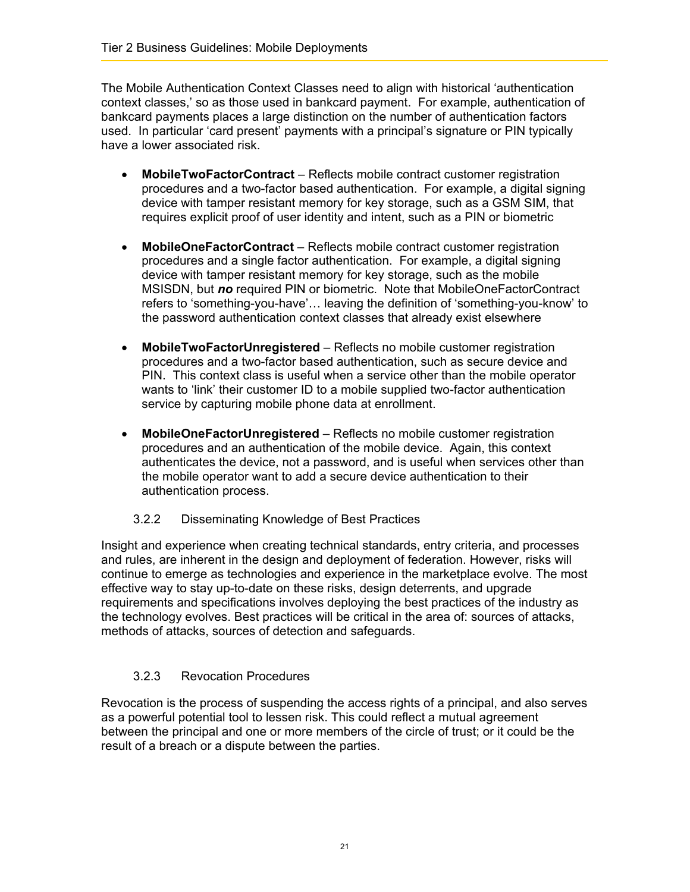The Mobile Authentication Context Classes need to align with historical 'authentication context classes,' so as those used in bankcard payment. For example, authentication of bankcard payments places a large distinction on the number of authentication factors used. In particular 'card present' payments with a principal's signature or PIN typically have a lower associated risk.

- **MobileTwoFactorContract** – Reflects mobile contract customer registration procedures and a two-factor based authentication. For example, a digital signing device with tamper resistant memory for key storage, such as a GSM SIM, that requires explicit proof of user identity and intent, such as a PIN or biometric

- **MobileOneFactorContract** – Reflects mobile contract customer registration procedures and a single factor authentication. For example, a digital signing device with tamper resistant memory for key storage, such as the mobile MSISDN, but ***no*** required PIN or biometric. Note that MobileOneFactorContract refers to 'something-you-have'… leaving the definition of 'something-you-know' to the password authentication context classes that already exist elsewhere

- **MobileTwoFactorUnregistered** – Reflects no mobile customer registration procedures and a two-factor based authentication, such as secure device and PIN. This context class is useful when a service other than the mobile operator wants to 'link' their customer ID to a mobile supplied two-factor authentication service by capturing mobile phone data at enrollment.

- **MobileOneFactorUnregistered** – Reflects no mobile customer registration procedures and an authentication of the mobile device. Again, this context authenticates the device, not a password, and is useful when services other than the mobile operator want to add a secure device authentication to their authentication process.

### 3.2.2 Disseminating Knowledge of Best Practices

Insight and experience when creating technical standards, entry criteria, and processes and rules, are inherent in the design and deployment of federation. However, risks will continue to emerge as technologies and experience in the marketplace evolve. The most effective way to stay up-to-date on these risks, design deterrents, and upgrade requirements and specifications involves deploying the best practices of the industry as the technology evolves. Best practices will be critical in the area of: sources of attacks, methods of attacks, sources of detection and safeguards.

### 3.2.3 Revocation Procedures

Revocation is the process of suspending the access rights of a principal, and also serves as a powerful potential tool to lessen risk. This could reflect a mutual agreement between the principal and one or more members of the circle of trust; or it could be the result of a breach or a dispute between the parties.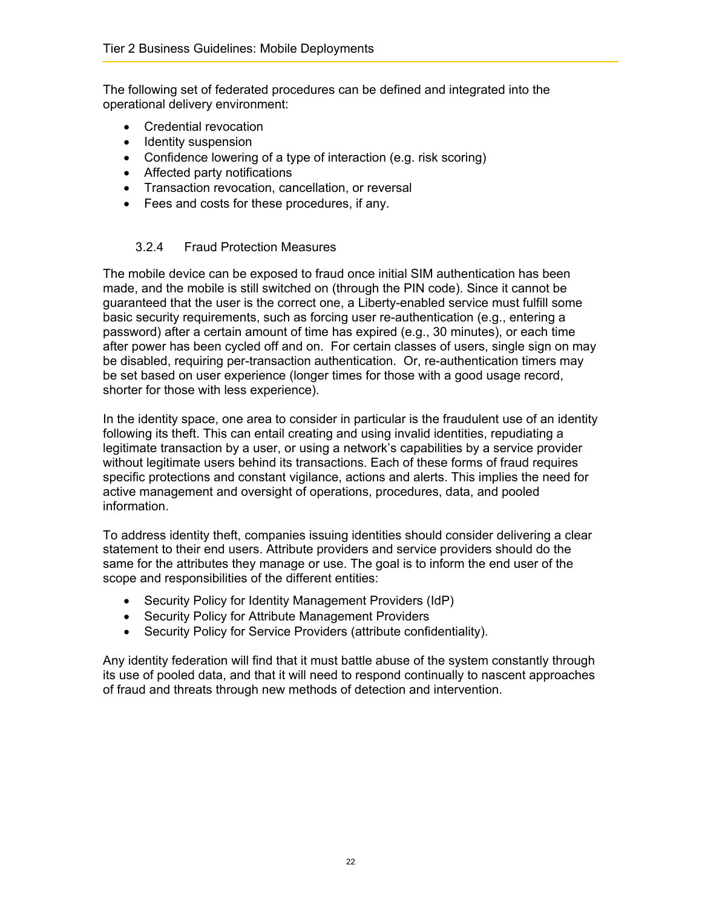The following set of federated procedures can be defined and integrated into the operational delivery environment:

- Credential revocation
- Identity suspension
- Confidence lowering of a type of interaction (e.g. risk scoring)
- Affected party notifications
- Transaction revocation, cancellation, or reversal
- Fees and costs for these procedures, if any.

### 3.2.4 Fraud Protection Measures

The mobile device can be exposed to fraud once initial SIM authentication has been made, and the mobile is still switched on (through the PIN code). Since it cannot be guaranteed that the user is the correct one, a Liberty-enabled service must fulfill some basic security requirements, such as forcing user re-authentication (e.g., entering a password) after a certain amount of time has expired (e.g., 30 minutes), or each time after power has been cycled off and on. For certain classes of users, single sign on may be disabled, requiring per-transaction authentication. Or, re-authentication timers may be set based on user experience (longer times for those with a good usage record, shorter for those with less experience).

In the identity space, one area to consider in particular is the fraudulent use of an identity following its theft. This can entail creating and using invalid identities, repudiating a legitimate transaction by a user, or using a network's capabilities by a service provider without legitimate users behind its transactions. Each of these forms of fraud requires specific protections and constant vigilance, actions and alerts. This implies the need for active management and oversight of operations, procedures, data, and pooled information.

To address identity theft, companies issuing identities should consider delivering a clear statement to their end users. Attribute providers and service providers should do the same for the attributes they manage or use. The goal is to inform the end user of the scope and responsibilities of the different entities:

- Security Policy for Identity Management Providers (IdP)
- Security Policy for Attribute Management Providers
- Security Policy for Service Providers (attribute confidentiality).

Any identity federation will find that it must battle abuse of the system constantly through its use of pooled data, and that it will need to respond continually to nascent approaches of fraud and threats through new methods of detection and intervention.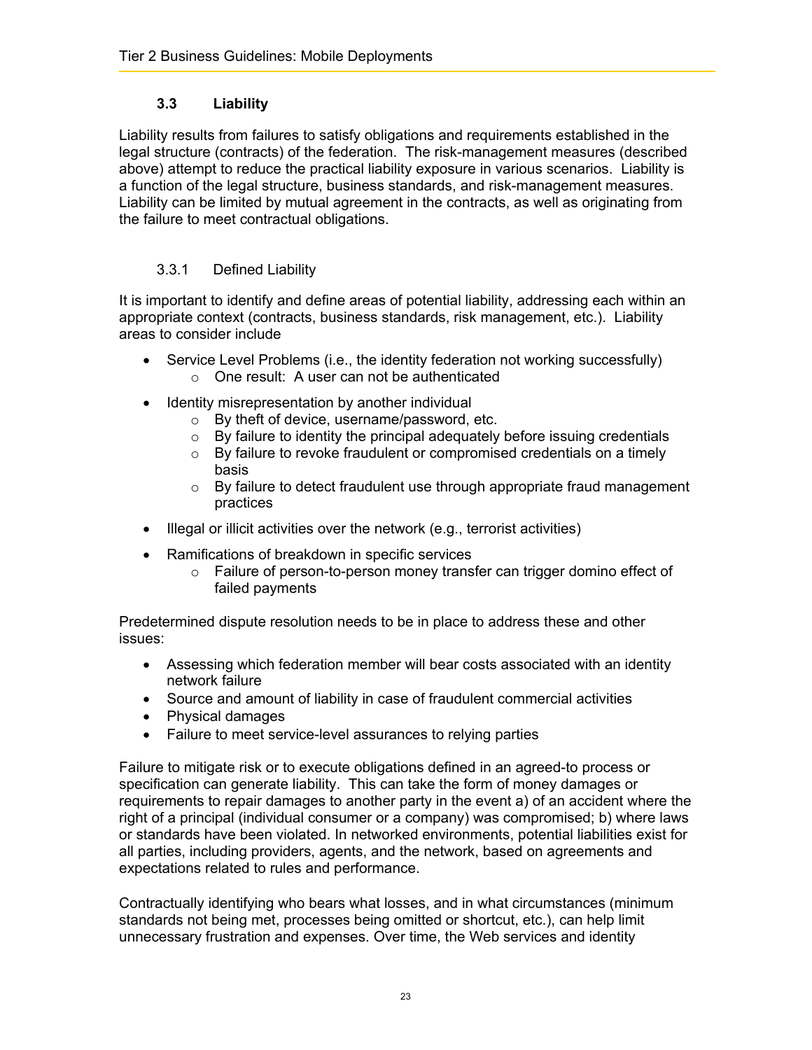### 3.3 Liability

Liability results from failures to satisfy obligations and requirements established in the legal structure (contracts) of the federation. The risk-management measures (described above) attempt to reduce the practical liability exposure in various scenarios. Liability is a function of the legal structure, business standards, and risk-management measures. Liability can be limited by mutual agreement in the contracts, as well as originating from the failure to meet contractual obligations.

#### 3.3.1 Defined Liability

It is important to identify and define areas of potential liability, addressing each within an appropriate context (contracts, business standards, risk management, etc.). Liability areas to consider include

- Service Level Problems (i.e., the identity federation not working successfully)
  - One result: A user can not be authenticated
- Identity misrepresentation by another individual
  - By theft of device, username/password, etc.
  - By failure to identity the principal adequately before issuing credentials
  - By failure to revoke fraudulent or compromised credentials on a timely basis
  - By failure to detect fraudulent use through appropriate fraud management practices
- Illegal or illicit activities over the network (e.g., terrorist activities)
- Ramifications of breakdown in specific services
  - Failure of person-to-person money transfer can trigger domino effect of failed payments

Predetermined dispute resolution needs to be in place to address these and other issues:

- Assessing which federation member will bear costs associated with an identity network failure
- Source and amount of liability in case of fraudulent commercial activities
- Physical damages
- Failure to meet service-level assurances to relying parties

Failure to mitigate risk or to execute obligations defined in an agreed-to process or specification can generate liability. This can take the form of money damages or requirements to repair damages to another party in the event a) of an accident where the right of a principal (individual consumer or a company) was compromised; b) where laws or standards have been violated. In networked environments, potential liabilities exist for all parties, including providers, agents, and the network, based on agreements and expectations related to rules and performance.

Contractually identifying who bears what losses, and in what circumstances (minimum standards not being met, processes being omitted or shortcut, etc.), can help limit unnecessary frustration and expenses. Over time, the Web services and identity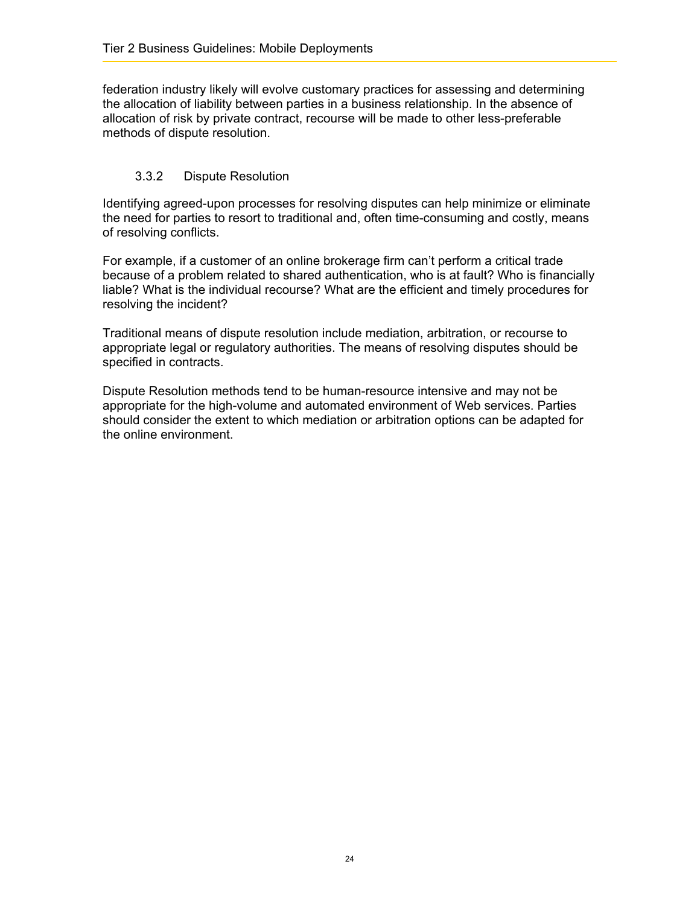federation industry likely will evolve customary practices for assessing and determining the allocation of liability between parties in a business relationship. In the absence of allocation of risk by private contract, recourse will be made to other less-preferable methods of dispute resolution.

### 3.3.2 Dispute Resolution

Identifying agreed-upon processes for resolving disputes can help minimize or eliminate the need for parties to resort to traditional and, often time-consuming and costly, means of resolving conflicts.

For example, if a customer of an online brokerage firm can't perform a critical trade because of a problem related to shared authentication, who is at fault? Who is financially liable? What is the individual recourse? What are the efficient and timely procedures for resolving the incident?

Traditional means of dispute resolution include mediation, arbitration, or recourse to appropriate legal or regulatory authorities. The means of resolving disputes should be specified in contracts.

Dispute Resolution methods tend to be human-resource intensive and may not be appropriate for the high-volume and automated environment of Web services. Parties should consider the extent to which mediation or arbitration options can be adapted for the online environment.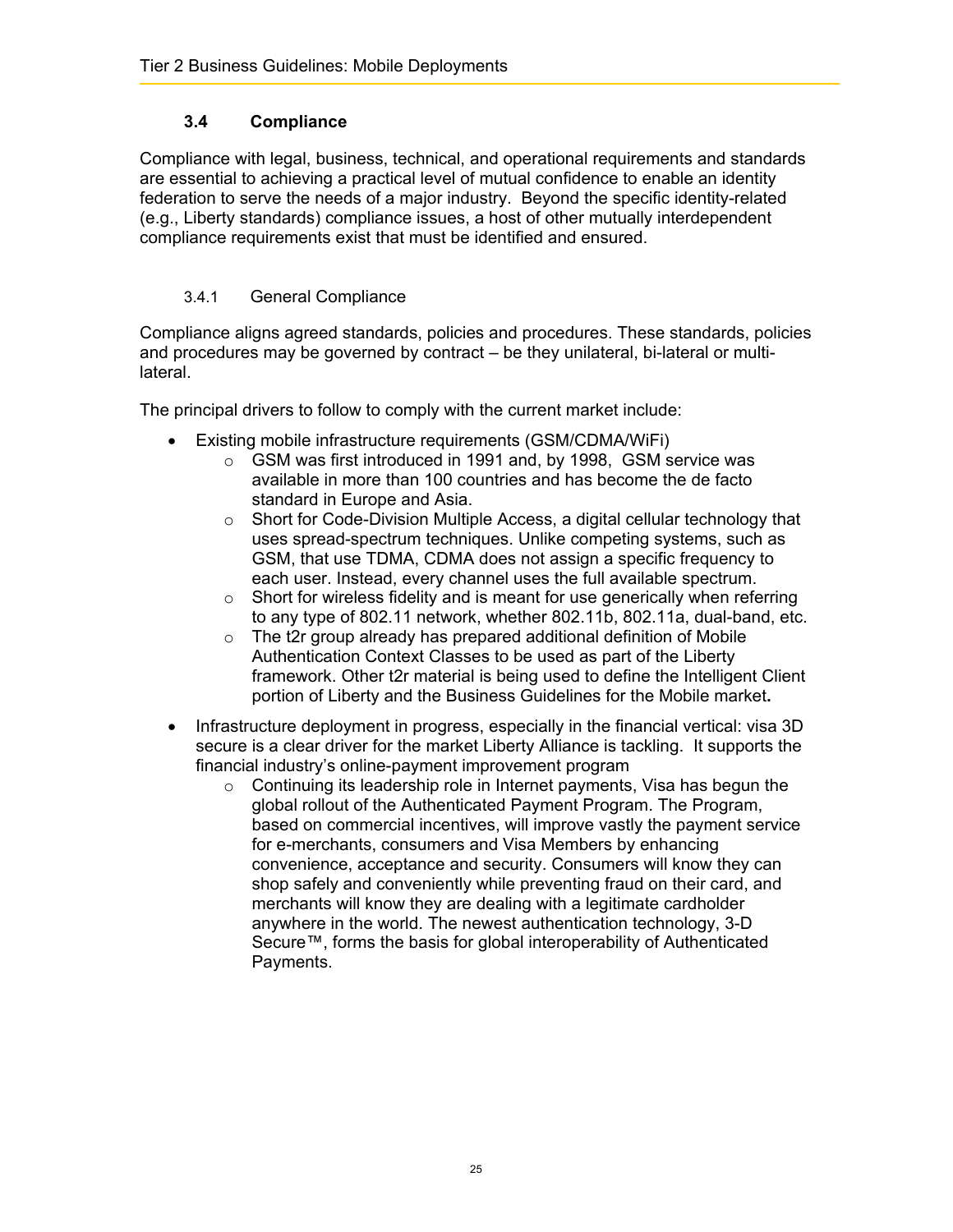### 3.4 Compliance

Compliance with legal, business, technical, and operational requirements and standards are essential to achieving a practical level of mutual confidence to enable an identity federation to serve the needs of a major industry. Beyond the specific identity-related (e.g., Liberty standards) compliance issues, a host of other mutually interdependent compliance requirements exist that must be identified and ensured.

#### 3.4.1 General Compliance

Compliance aligns agreed standards, policies and procedures. These standards, policies and procedures may be governed by contract – be they unilateral, bi-lateral or multi-lateral.

The principal drivers to follow to comply with the current market include:

- Existing mobile infrastructure requirements (GSM/CDMA/WiFi)
  - GSM was first introduced in 1991 and, by 1998, GSM service was available in more than 100 countries and has become the de facto standard in Europe and Asia.
  - Short for Code-Division Multiple Access, a digital cellular technology that uses spread-spectrum techniques. Unlike competing systems, such as GSM, that use TDMA, CDMA does not assign a specific frequency to each user. Instead, every channel uses the full available spectrum.
  - Short for wireless fidelity and is meant for use generically when referring to any type of 802.11 network, whether 802.11b, 802.11a, dual-band, etc.
  - The t2r group already has prepared additional definition of Mobile Authentication Context Classes to be used as part of the Liberty framework. Other t2r material is being used to define the Intelligent Client portion of Liberty and the Business Guidelines for the Mobile market**.**
- Infrastructure deployment in progress, especially in the financial vertical: visa 3D secure is a clear driver for the market Liberty Alliance is tackling. It supports the financial industry's online-payment improvement program
  - Continuing its leadership role in Internet payments, Visa has begun the global rollout of the Authenticated Payment Program. The Program, based on commercial incentives, will improve vastly the payment service for e-merchants, consumers and Visa Members by enhancing convenience, acceptance and security. Consumers will know they can shop safely and conveniently while preventing fraud on their card, and merchants will know they are dealing with a legitimate cardholder anywhere in the world. The newest authentication technology, 3-D Secure™, forms the basis for global interoperability of Authenticated Payments.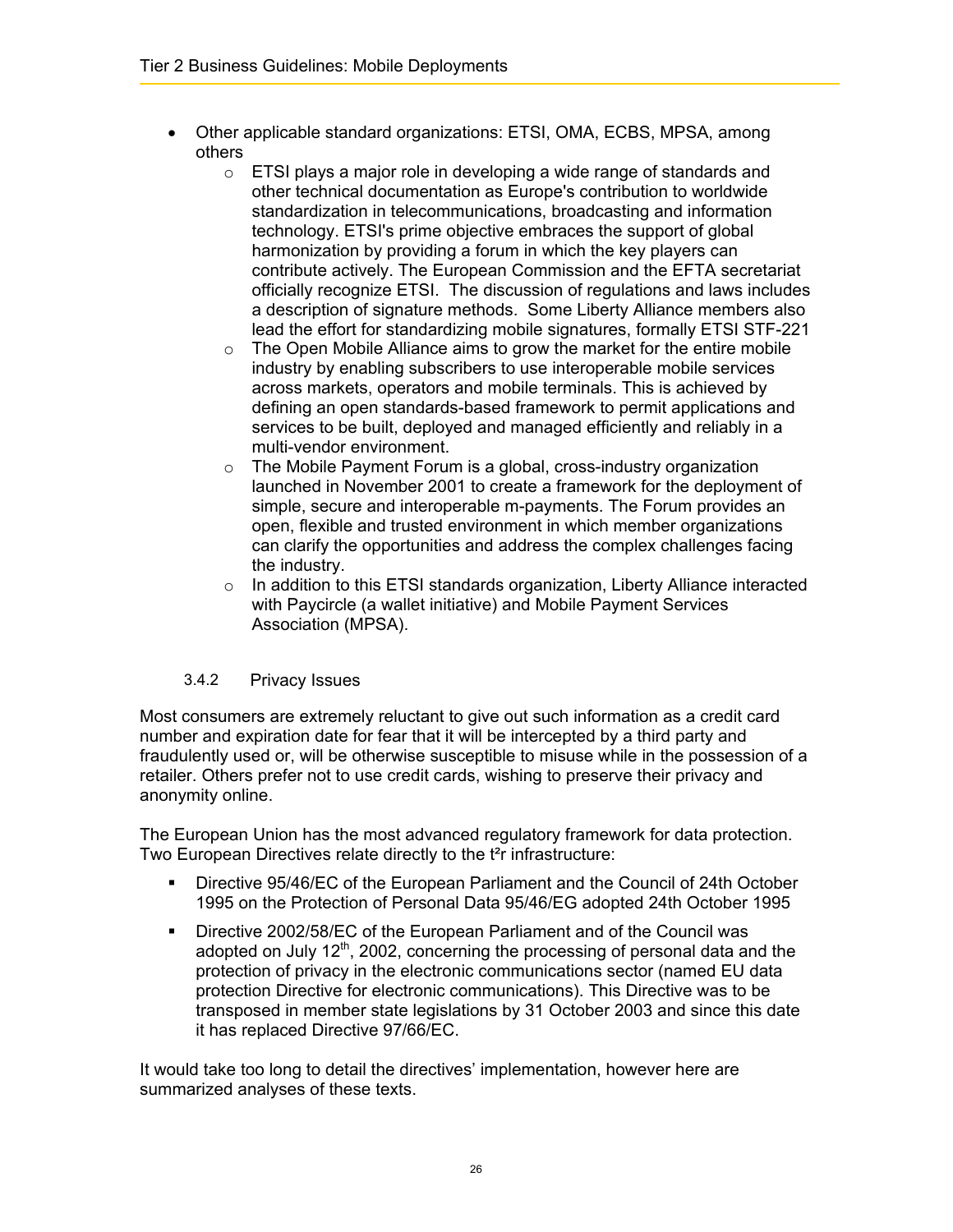- Other applicable standard organizations: ETSI, OMA, ECBS, MPSA, among others
    - ETSI plays a major role in developing a wide range of standards and other technical documentation as Europe's contribution to worldwide standardization in telecommunications, broadcasting and information technology. ETSI's prime objective embraces the support of global harmonization by providing a forum in which the key players can contribute actively. The European Commission and the EFTA secretariat officially recognize ETSI. The discussion of regulations and laws includes a description of signature methods. Some Liberty Alliance members also lead the effort for standardizing mobile signatures, formally ETSI STF-221
    - The Open Mobile Alliance aims to grow the market for the entire mobile industry by enabling subscribers to use interoperable mobile services across markets, operators and mobile terminals. This is achieved by defining an open standards-based framework to permit applications and services to be built, deployed and managed efficiently and reliably in a multi-vendor environment.
    - The Mobile Payment Forum is a global, cross-industry organization launched in November 2001 to create a framework for the deployment of simple, secure and interoperable m-payments. The Forum provides an open, flexible and trusted environment in which member organizations can clarify the opportunities and address the complex challenges facing the industry.
    - In addition to this ETSI standards organization, Liberty Alliance interacted with Paycircle (a wallet initiative) and Mobile Payment Services Association (MPSA).

### 3.4.2 Privacy Issues

Most consumers are extremely reluctant to give out such information as a credit card number and expiration date for fear that it will be intercepted by a third party and fraudulently used or, will be otherwise susceptible to misuse while in the possession of a retailer. Others prefer not to use credit cards, wishing to preserve their privacy and anonymity online.

The European Union has the most advanced regulatory framework for data protection. Two European Directives relate directly to the t²r infrastructure:

- Directive 95/46/EC of the European Parliament and the Council of 24th October 1995 on the Protection of Personal Data 95/46/EG adopted 24th October 1995
- Directive 2002/58/EC of the European Parliament and of the Council was adopted on July 12th, 2002, concerning the processing of personal data and the protection of privacy in the electronic communications sector (named EU data protection Directive for electronic communications). This Directive was to be transposed in member state legislations by 31 October 2003 and since this date it has replaced Directive 97/66/EC.

It would take too long to detail the directives' implementation, however here are summarized analyses of these texts.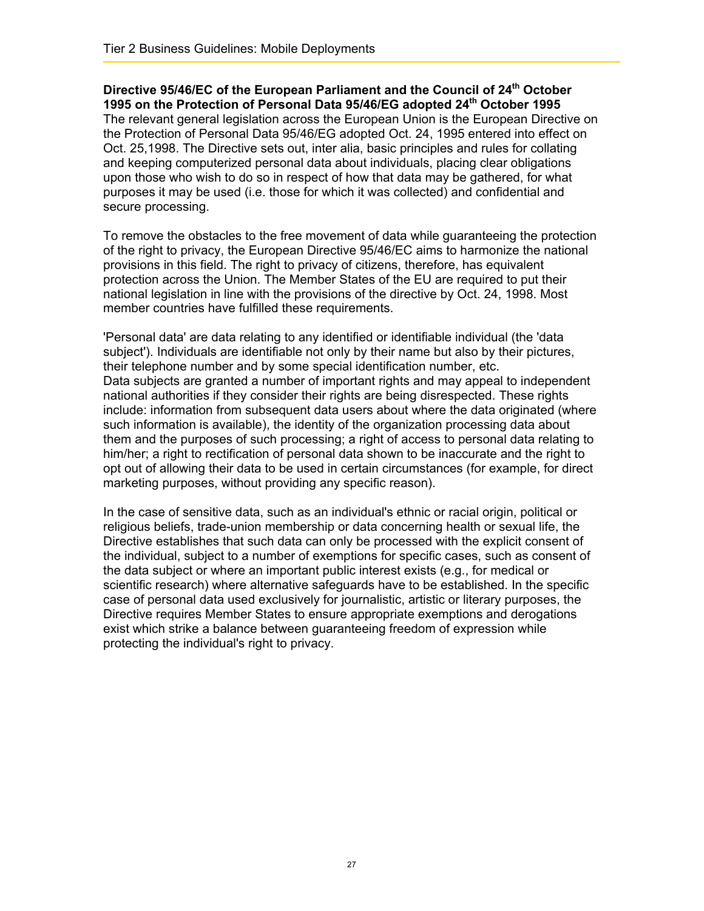**Directive 95/46/EC of the European Parliament and the Council of 24th October 1995 on the Protection of Personal Data 95/46/EG adopted 24th October 1995**

The relevant general legislation across the European Union is the European Directive on the Protection of Personal Data 95/46/EG adopted Oct. 24, 1995 entered into effect on Oct. 25,1998. The Directive sets out, inter alia, basic principles and rules for collating and keeping computerized personal data about individuals, placing clear obligations upon those who wish to do so in respect of how that data may be gathered, for what purposes it may be used (i.e. those for which it was collected) and confidential and secure processing.

To remove the obstacles to the free movement of data while guaranteeing the protection of the right to privacy, the European Directive 95/46/EC aims to harmonize the national provisions in this field. The right to privacy of citizens, therefore, has equivalent protection across the Union. The Member States of the EU are required to put their national legislation in line with the provisions of the directive by Oct. 24, 1998. Most member countries have fulfilled these requirements.

'Personal data' are data relating to any identified or identifiable individual (the 'data subject'). Individuals are identifiable not only by their name but also by their pictures, their telephone number and by some special identification number, etc.
Data subjects are granted a number of important rights and may appeal to independent national authorities if they consider their rights are being disrespected. These rights include: information from subsequent data users about where the data originated (where such information is available), the identity of the organization processing data about them and the purposes of such processing; a right of access to personal data relating to him/her; a right to rectification of personal data shown to be inaccurate and the right to opt out of allowing their data to be used in certain circumstances (for example, for direct marketing purposes, without providing any specific reason).

In the case of sensitive data, such as an individual's ethnic or racial origin, political or religious beliefs, trade-union membership or data concerning health or sexual life, the Directive establishes that such data can only be processed with the explicit consent of the individual, subject to a number of exemptions for specific cases, such as consent of the data subject or where an important public interest exists (e.g., for medical or scientific research) where alternative safeguards have to be established. In the specific case of personal data used exclusively for journalistic, artistic or literary purposes, the Directive requires Member States to ensure appropriate exemptions and derogations exist which strike a balance between guaranteeing freedom of expression while protecting the individual's right to privacy.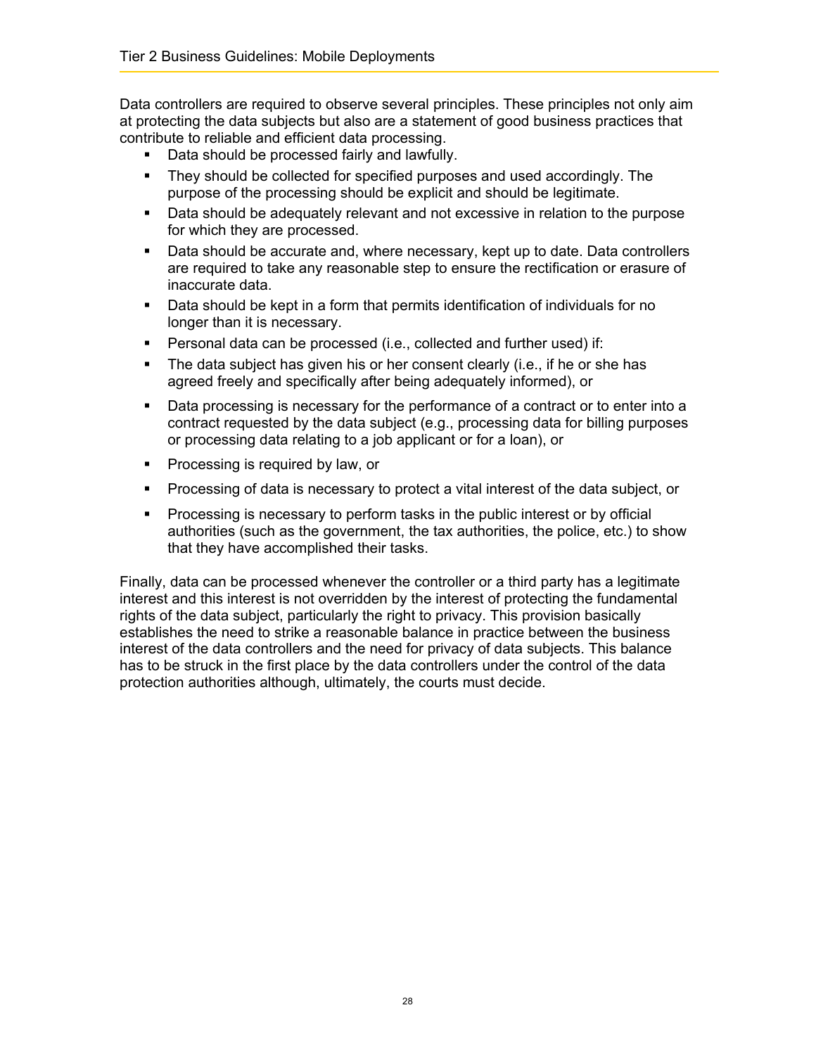Data controllers are required to observe several principles. These principles not only aim at protecting the data subjects but also are a statement of good business practices that contribute to reliable and efficient data processing.

- Data should be processed fairly and lawfully.
- They should be collected for specified purposes and used accordingly. The purpose of the processing should be explicit and should be legitimate.
- Data should be adequately relevant and not excessive in relation to the purpose for which they are processed.
- Data should be accurate and, where necessary, kept up to date. Data controllers are required to take any reasonable step to ensure the rectification or erasure of inaccurate data.
- Data should be kept in a form that permits identification of individuals for no longer than it is necessary.
- Personal data can be processed (i.e., collected and further used) if:
- The data subject has given his or her consent clearly (i.e., if he or she has agreed freely and specifically after being adequately informed), or
- Data processing is necessary for the performance of a contract or to enter into a contract requested by the data subject (e.g., processing data for billing purposes or processing data relating to a job applicant or for a loan), or
- Processing is required by law, or
- Processing of data is necessary to protect a vital interest of the data subject, or
- Processing is necessary to perform tasks in the public interest or by official authorities (such as the government, the tax authorities, the police, etc.) to show that they have accomplished their tasks.

Finally, data can be processed whenever the controller or a third party has a legitimate interest and this interest is not overridden by the interest of protecting the fundamental rights of the data subject, particularly the right to privacy. This provision basically establishes the need to strike a reasonable balance in practice between the business interest of the data controllers and the need for privacy of data subjects. This balance has to be struck in the first place by the data controllers under the control of the data protection authorities although, ultimately, the courts must decide.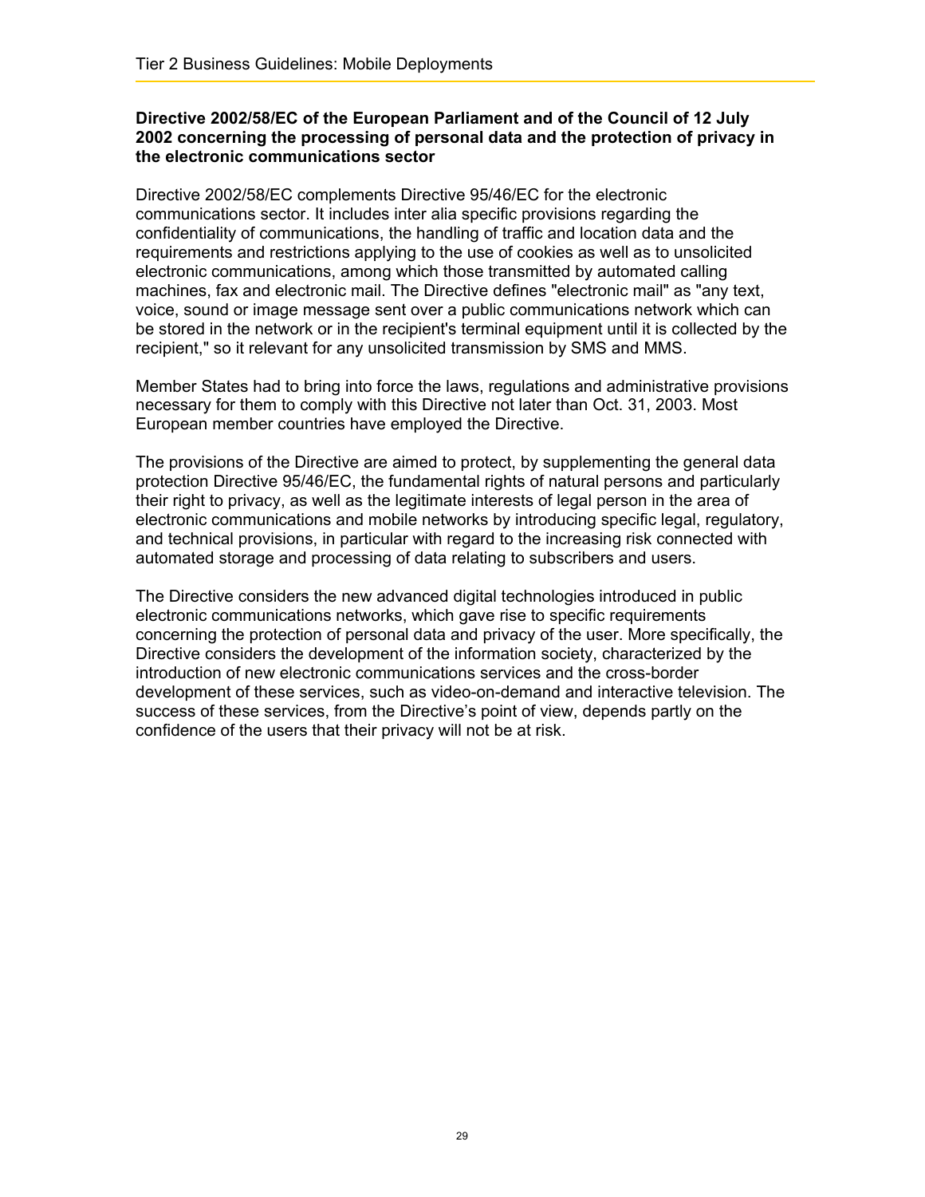### Directive 2002/58/EC of the European Parliament and of the Council of 12 July 2002 concerning the processing of personal data and the protection of privacy in the electronic communications sector

Directive 2002/58/EC complements Directive 95/46/EC for the electronic communications sector. It includes inter alia specific provisions regarding the confidentiality of communications, the handling of traffic and location data and the requirements and restrictions applying to the use of cookies as well as to unsolicited electronic communications, among which those transmitted by automated calling machines, fax and electronic mail. The Directive defines "electronic mail" as "any text, voice, sound or image message sent over a public communications network which can be stored in the network or in the recipient's terminal equipment until it is collected by the recipient," so it relevant for any unsolicited transmission by SMS and MMS.

Member States had to bring into force the laws, regulations and administrative provisions necessary for them to comply with this Directive not later than Oct. 31, 2003. Most European member countries have employed the Directive.

The provisions of the Directive are aimed to protect, by supplementing the general data protection Directive 95/46/EC, the fundamental rights of natural persons and particularly their right to privacy, as well as the legitimate interests of legal person in the area of electronic communications and mobile networks by introducing specific legal, regulatory, and technical provisions, in particular with regard to the increasing risk connected with automated storage and processing of data relating to subscribers and users.

The Directive considers the new advanced digital technologies introduced in public electronic communications networks, which gave rise to specific requirements concerning the protection of personal data and privacy of the user. More specifically, the Directive considers the development of the information society, characterized by the introduction of new electronic communications services and the cross-border development of these services, such as video-on-demand and interactive television. The success of these services, from the Directive's point of view, depends partly on the confidence of the users that their privacy will not be at risk.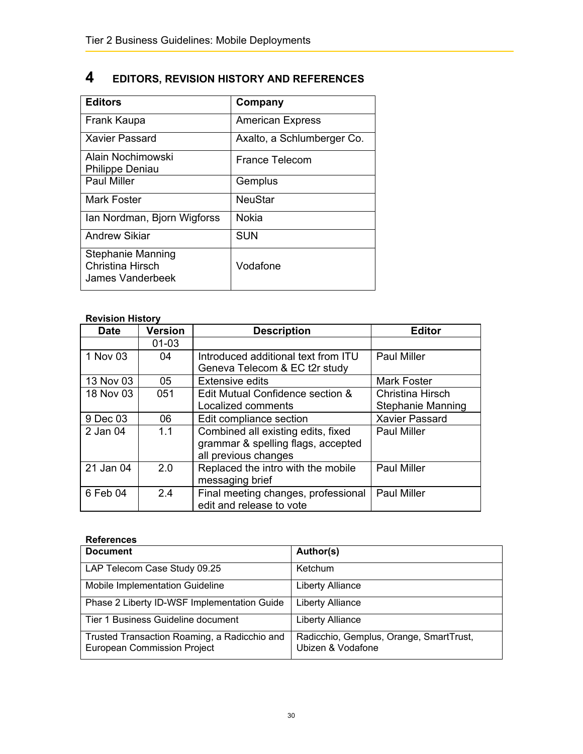# 4 EDITORS, REVISION HISTORY AND REFERENCES

| Editors | Company |
|---|---|
| Frank Kaupa | American Express |
| Xavier Passard | Axalto, a Schlumberger Co. |
| Alain Nochimowski<br>Philippe Deniau | France Telecom |
| Paul Miller | Gemplus |
| Mark Foster | NeuStar |
| Ian Nordman, Bjorn Wigforss | Nokia |
| Andrew Sikiar | SUN |
| Stephanie Manning<br>Christina Hirsch<br>James Vanderbeek | Vodafone |

**Revision History**

| Date | Version | Description | Editor |
|---|---|---|---|
| | 01-03 | | |
| 1 Nov 03 | 04 | Introduced additional text from ITU Geneva Telecom & EC t2r study | Paul Miller |
| 13 Nov 03 | 05 | Extensive edits | Mark Foster |
| 18 Nov 03 | 051 | Edit Mutual Confidence section & Localized comments | Christina Hirsch<br>Stephanie Manning |
| 9 Dec 03 | 06 | Edit compliance section | Xavier Passard |
| 2 Jan 04 | 1.1 | Combined all existing edits, fixed grammar & spelling flags, accepted all previous changes | Paul Miller |
| 21 Jan 04 | 2.0 | Replaced the intro with the mobile messaging brief | Paul Miller |
| 6 Feb 04 | 2.4 | Final meeting changes, professional edit and release to vote | Paul Miller |

**References**

| Document | Author(s) |
|---|---|
| LAP Telecom Case Study 09.25 | Ketchum |
| Mobile Implementation Guideline | Liberty Alliance |
| Phase 2 Liberty ID-WSF Implementation Guide | Liberty Alliance |
| Tier 1 Business Guideline document | Liberty Alliance |
| Trusted Transaction Roaming, a Radicchio and European Commission Project | Radicchio, Gemplus, Orange, SmartTrust, Ubizen & Vodafone |